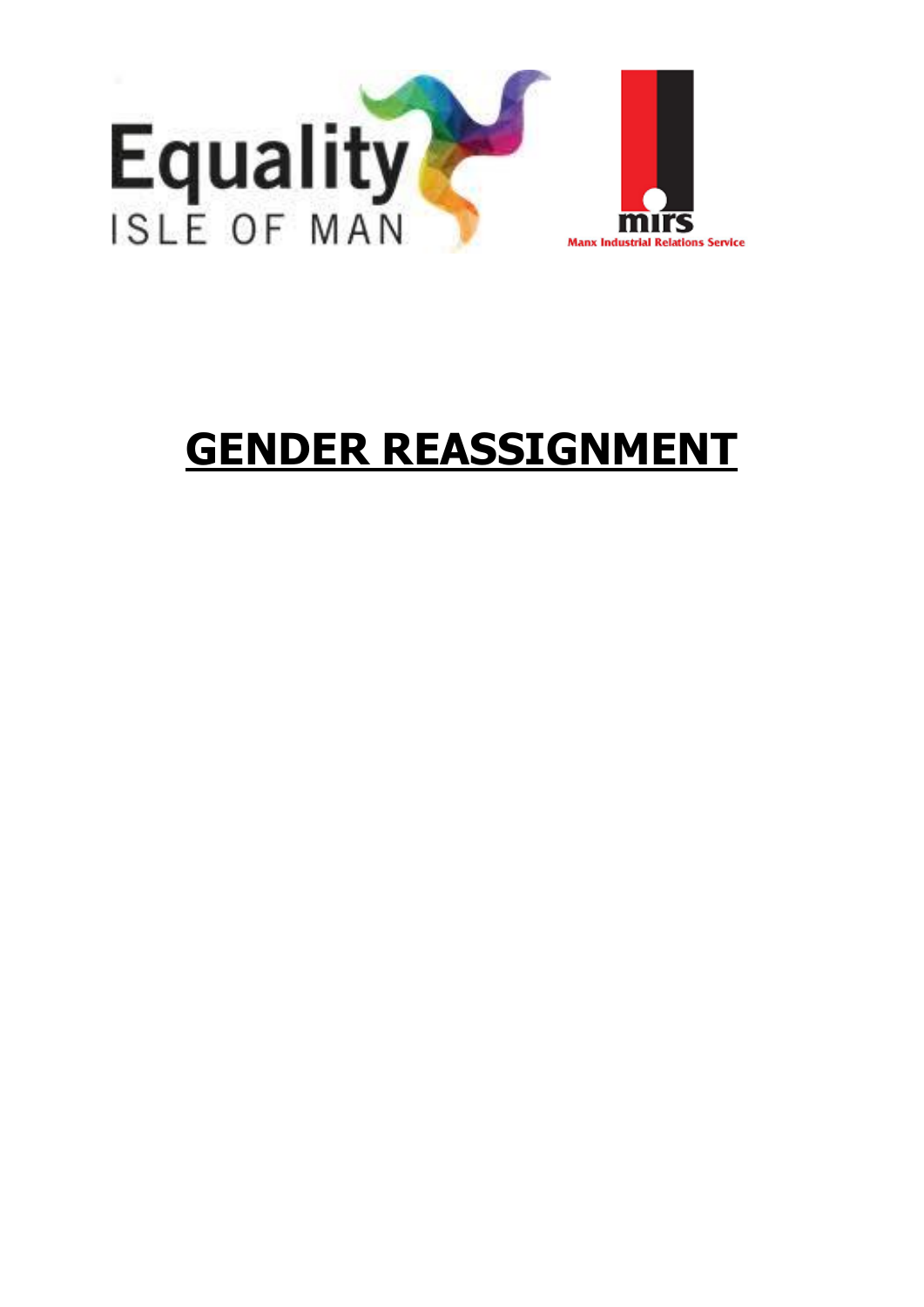Equality ISLE OF MAN

mirs Manx Industrial Relations Service

# GENDER REASSIGNMENT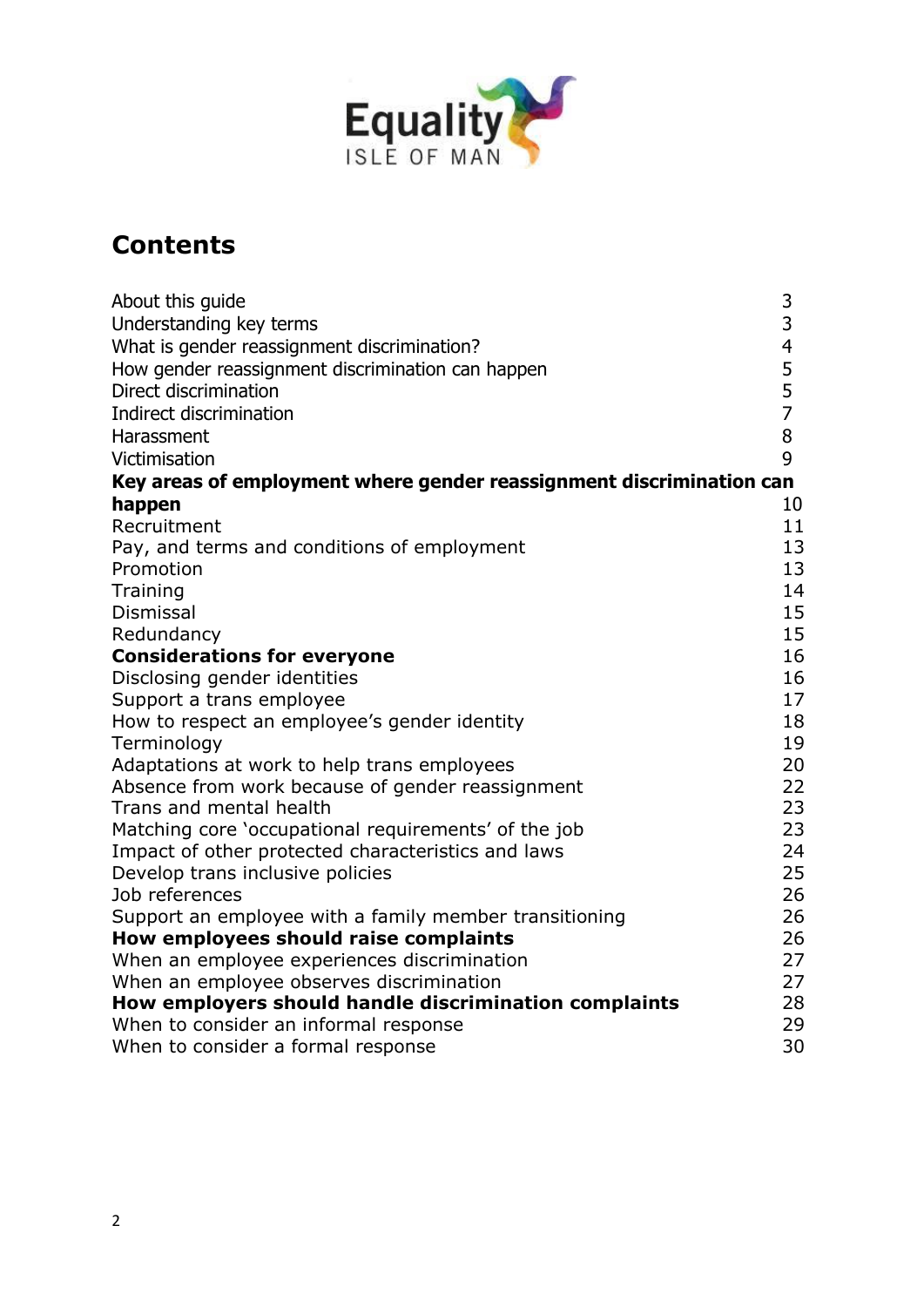## Contents

| | |
|---|---|
| About this guide | 3 |
| Understanding key terms | 3 |
| What is gender reassignment discrimination? | 4 |
| How gender reassignment discrimination can happen | 5 |
| Direct discrimination | 5 |
| Indirect discrimination | 7 |
| Harassment | 8 |
| Victimisation | 9 |
| **Key areas of employment where gender reassignment discrimination can happen** | 10 |
| Recruitment | 11 |
| Pay, and terms and conditions of employment | 13 |
| Promotion | 13 |
| Training | 14 |
| Dismissal | 15 |
| Redundancy | 15 |
| **Considerations for everyone** | 16 |
| Disclosing gender identities | 16 |
| Support a trans employee | 17 |
| How to respect an employee's gender identity | 18 |
| Terminology | 19 |
| Adaptations at work to help trans employees | 20 |
| Absence from work because of gender reassignment | 22 |
| Trans and mental health | 23 |
| Matching core 'occupational requirements' of the job | 23 |
| Impact of other protected characteristics and laws | 24 |
| Develop trans inclusive policies | 25 |
| Job references | 26 |
| Support an employee with a family member transitioning | 26 |
| **How employees should raise complaints** | 26 |
| When an employee experiences discrimination | 27 |
| When an employee observes discrimination | 27 |
| **How employers should handle discrimination complaints** | 28 |
| When to consider an informal response | 29 |
| When to consider a formal response | 30 |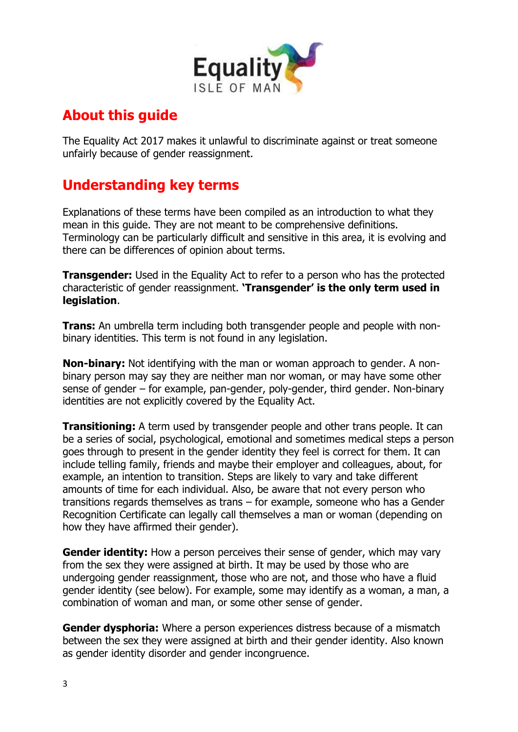## About this guide

The Equality Act 2017 makes it unlawful to discriminate against or treat someone unfairly because of gender reassignment.

## Understanding key terms

Explanations of these terms have been compiled as an introduction to what they mean in this guide. They are not meant to be comprehensive definitions. Terminology can be particularly difficult and sensitive in this area, it is evolving and there can be differences of opinion about terms.

**Transgender:** Used in the Equality Act to refer to a person who has the protected characteristic of gender reassignment. **'Transgender' is the only term used in legislation**.

**Trans:** An umbrella term including both transgender people and people with non-binary identities. This term is not found in any legislation.

**Non-binary:** Not identifying with the man or woman approach to gender. A non-binary person may say they are neither man nor woman, or may have some other sense of gender – for example, pan-gender, poly-gender, third gender. Non-binary identities are not explicitly covered by the Equality Act.

**Transitioning:** A term used by transgender people and other trans people. It can be a series of social, psychological, emotional and sometimes medical steps a person goes through to present in the gender identity they feel is correct for them. It can include telling family, friends and maybe their employer and colleagues, about, for example, an intention to transition. Steps are likely to vary and take different amounts of time for each individual. Also, be aware that not every person who transitions regards themselves as trans – for example, someone who has a Gender Recognition Certificate can legally call themselves a man or woman (depending on how they have affirmed their gender).

**Gender identity:** How a person perceives their sense of gender, which may vary from the sex they were assigned at birth. It may be used by those who are undergoing gender reassignment, those who are not, and those who have a fluid gender identity (see below). For example, some may identify as a woman, a man, a combination of woman and man, or some other sense of gender.

**Gender dysphoria:** Where a person experiences distress because of a mismatch between the sex they were assigned at birth and their gender identity. Also known as gender identity disorder and gender incongruence.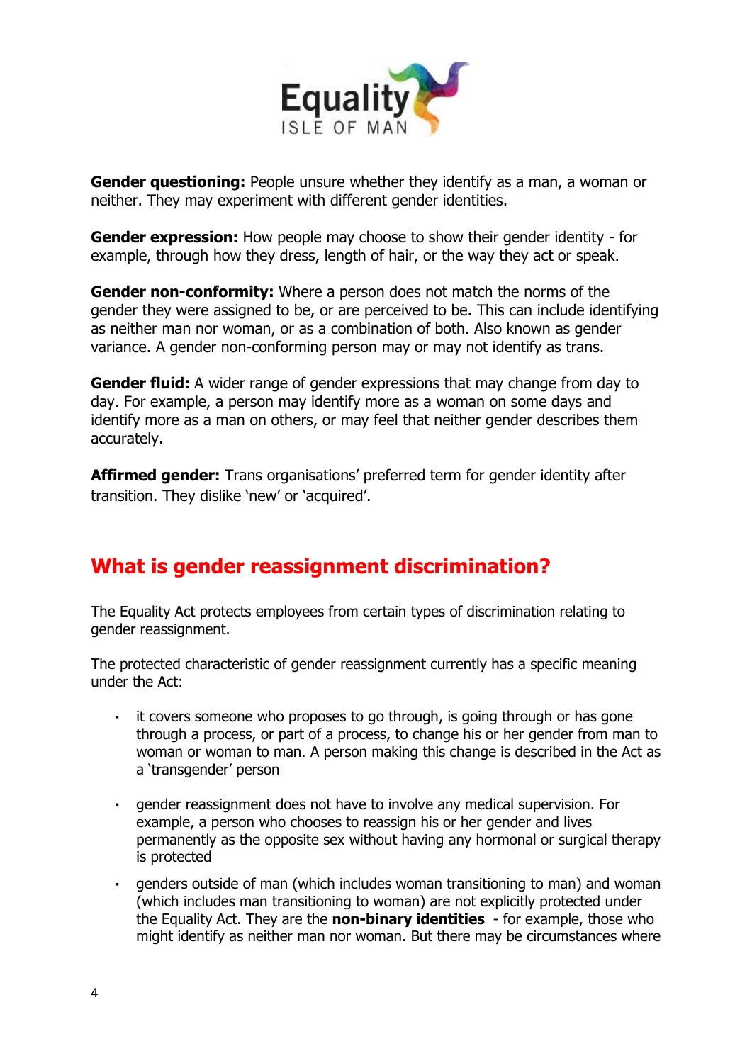**Gender questioning:** People unsure whether they identify as a man, a woman or neither. They may experiment with different gender identities.

**Gender expression:** How people may choose to show their gender identity - for example, through how they dress, length of hair, or the way they act or speak.

**Gender non-conformity:** Where a person does not match the norms of the gender they were assigned to be, or are perceived to be. This can include identifying as neither man nor woman, or as a combination of both. Also known as gender variance. A gender non-conforming person may or may not identify as trans.

**Gender fluid:** A wider range of gender expressions that may change from day to day. For example, a person may identify more as a woman on some days and identify more as a man on others, or may feel that neither gender describes them accurately.

**Affirmed gender:** Trans organisations' preferred term for gender identity after transition. They dislike 'new' or 'acquired'.

## What is gender reassignment discrimination?

The Equality Act protects employees from certain types of discrimination relating to gender reassignment.

The protected characteristic of gender reassignment currently has a specific meaning under the Act:

- it covers someone who proposes to go through, is going through or has gone through a process, or part of a process, to change his or her gender from man to woman or woman to man. A person making this change is described in the Act as a 'transgender' person
- gender reassignment does not have to involve any medical supervision. For example, a person who chooses to reassign his or her gender and lives permanently as the opposite sex without having any hormonal or surgical therapy is protected
- genders outside of man (which includes woman transitioning to man) and woman (which includes man transitioning to woman) are not explicitly protected under the Equality Act. They are the **non-binary identities** - for example, those who might identify as neither man nor woman. But there may be circumstances where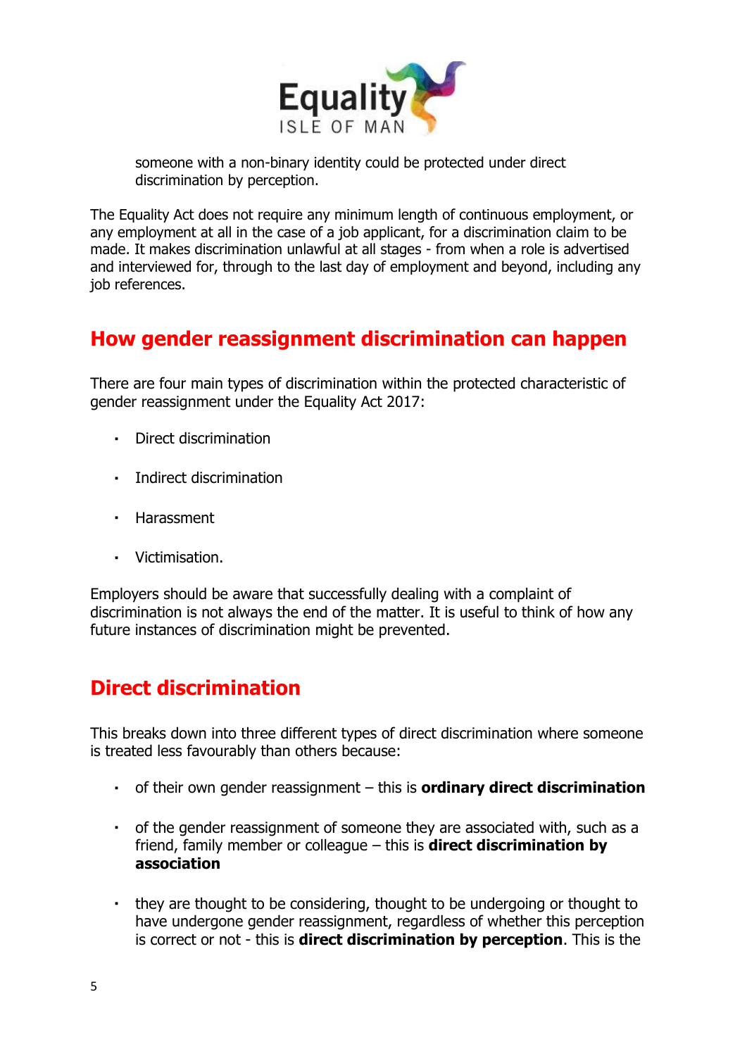someone with a non-binary identity could be protected under direct discrimination by perception.

The Equality Act does not require any minimum length of continuous employment, or any employment at all in the case of a job applicant, for a discrimination claim to be made. It makes discrimination unlawful at all stages - from when a role is advertised and interviewed for, through to the last day of employment and beyond, including any job references.

## How gender reassignment discrimination can happen

There are four main types of discrimination within the protected characteristic of gender reassignment under the Equality Act 2017:

- Direct discrimination
- Indirect discrimination
- Harassment
- Victimisation.

Employers should be aware that successfully dealing with a complaint of discrimination is not always the end of the matter. It is useful to think of how any future instances of discrimination might be prevented.

## Direct discrimination

This breaks down into three different types of direct discrimination where someone is treated less favourably than others because:

- of their own gender reassignment – this is **ordinary direct discrimination**
- of the gender reassignment of someone they are associated with, such as a friend, family member or colleague – this is **direct discrimination by association**
- they are thought to be considering, thought to be undergoing or thought to have undergone gender reassignment, regardless of whether this perception is correct or not - this is **direct discrimination by perception**. This is the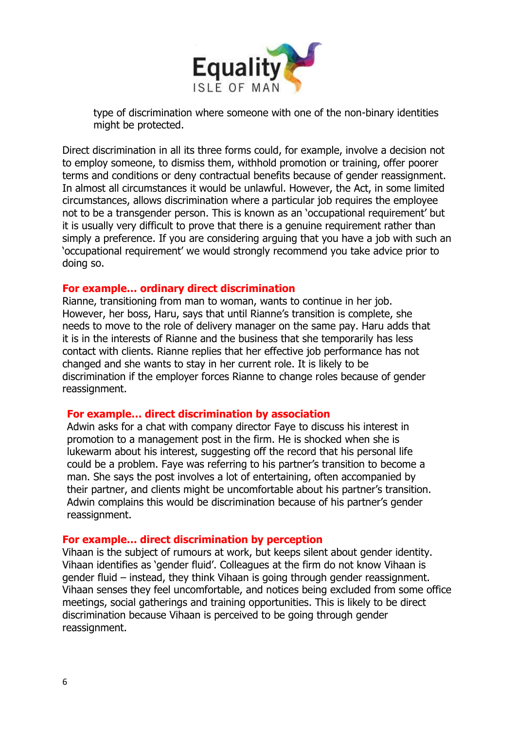type of discrimination where someone with one of the non-binary identities might be protected.

Direct discrimination in all its three forms could, for example, involve a decision not to employ someone, to dismiss them, withhold promotion or training, offer poorer terms and conditions or deny contractual benefits because of gender reassignment. In almost all circumstances it would be unlawful. However, the Act, in some limited circumstances, allows discrimination where a particular job requires the employee not to be a transgender person. This is known as an 'occupational requirement' but it is usually very difficult to prove that there is a genuine requirement rather than simply a preference. If you are considering arguing that you have a job with such an 'occupational requirement' we would strongly recommend you take advice prior to doing so.

**For example… ordinary direct discrimination**

Rianne, transitioning from man to woman, wants to continue in her job. However, her boss, Haru, says that until Rianne's transition is complete, she needs to move to the role of delivery manager on the same pay. Haru adds that it is in the interests of Rianne and the business that she temporarily has less contact with clients. Rianne replies that her effective job performance has not changed and she wants to stay in her current role. It is likely to be discrimination if the employer forces Rianne to change roles because of gender reassignment.

**For example… direct discrimination by association**

Adwin asks for a chat with company director Faye to discuss his interest in promotion to a management post in the firm. He is shocked when she is lukewarm about his interest, suggesting off the record that his personal life could be a problem. Faye was referring to his partner's transition to become a man. She says the post involves a lot of entertaining, often accompanied by their partner, and clients might be uncomfortable about his partner's transition. Adwin complains this would be discrimination because of his partner's gender reassignment.

**For example… direct discrimination by perception**

Vihaan is the subject of rumours at work, but keeps silent about gender identity. Vihaan identifies as 'gender fluid'. Colleagues at the firm do not know Vihaan is gender fluid – instead, they think Vihaan is going through gender reassignment. Vihaan senses they feel uncomfortable, and notices being excluded from some office meetings, social gatherings and training opportunities. This is likely to be direct discrimination because Vihaan is perceived to be going through gender reassignment.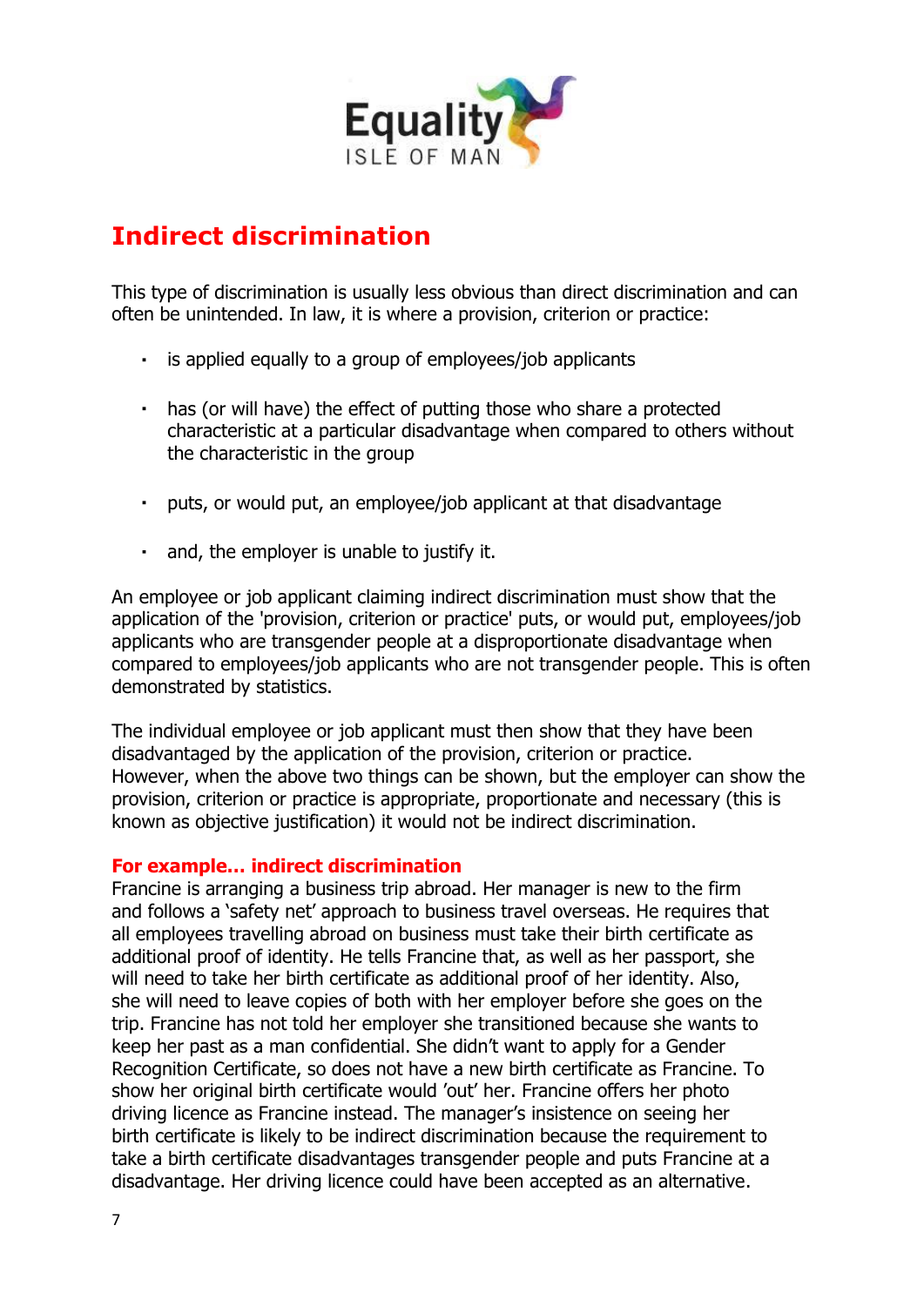## Indirect discrimination

This type of discrimination is usually less obvious than direct discrimination and can often be unintended. In law, it is where a provision, criterion or practice:

- is applied equally to a group of employees/job applicants
- has (or will have) the effect of putting those who share a protected characteristic at a particular disadvantage when compared to others without the characteristic in the group
- puts, or would put, an employee/job applicant at that disadvantage
- and, the employer is unable to justify it.

An employee or job applicant claiming indirect discrimination must show that the application of the 'provision, criterion or practice' puts, or would put, employees/job applicants who are transgender people at a disproportionate disadvantage when compared to employees/job applicants who are not transgender people. This is often demonstrated by statistics.

The individual employee or job applicant must then show that they have been disadvantaged by the application of the provision, criterion or practice. However, when the above two things can be shown, but the employer can show the provision, criterion or practice is appropriate, proportionate and necessary (this is known as objective justification) it would not be indirect discrimination.

**For example... indirect discrimination**

Francine is arranging a business trip abroad. Her manager is new to the firm and follows a 'safety net' approach to business travel overseas. He requires that all employees travelling abroad on business must take their birth certificate as additional proof of identity. He tells Francine that, as well as her passport, she will need to take her birth certificate as additional proof of her identity. Also, she will need to leave copies of both with her employer before she goes on the trip. Francine has not told her employer she transitioned because she wants to keep her past as a man confidential. She didn't want to apply for a Gender Recognition Certificate, so does not have a new birth certificate as Francine. To show her original birth certificate would 'out' her. Francine offers her photo driving licence as Francine instead. The manager's insistence on seeing her birth certificate is likely to be indirect discrimination because the requirement to take a birth certificate disadvantages transgender people and puts Francine at a disadvantage. Her driving licence could have been accepted as an alternative.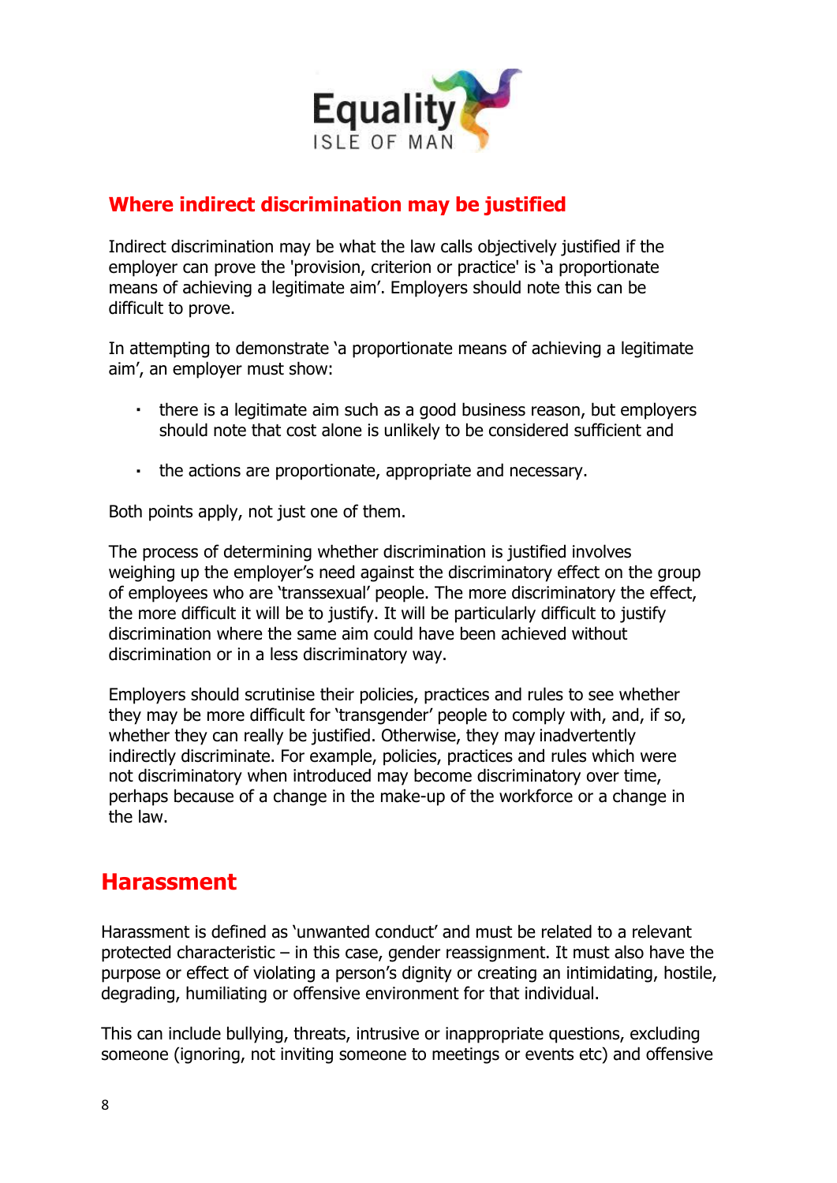## Where indirect discrimination may be justified

Indirect discrimination may be what the law calls objectively justified if the employer can prove the 'provision, criterion or practice' is 'a proportionate means of achieving a legitimate aim'. Employers should note this can be difficult to prove.

In attempting to demonstrate 'a proportionate means of achieving a legitimate aim', an employer must show:

- there is a legitimate aim such as a good business reason, but employers should note that cost alone is unlikely to be considered sufficient and
- the actions are proportionate, appropriate and necessary.

Both points apply, not just one of them.

The process of determining whether discrimination is justified involves weighing up the employer's need against the discriminatory effect on the group of employees who are 'transsexual' people. The more discriminatory the effect, the more difficult it will be to justify. It will be particularly difficult to justify discrimination where the same aim could have been achieved without discrimination or in a less discriminatory way.

Employers should scrutinise their policies, practices and rules to see whether they may be more difficult for 'transgender' people to comply with, and, if so, whether they can really be justified. Otherwise, they may inadvertently indirectly discriminate. For example, policies, practices and rules which were not discriminatory when introduced may become discriminatory over time, perhaps because of a change in the make-up of the workforce or a change in the law.

# Harassment

Harassment is defined as 'unwanted conduct' and must be related to a relevant protected characteristic – in this case, gender reassignment. It must also have the purpose or effect of violating a person's dignity or creating an intimidating, hostile, degrading, humiliating or offensive environment for that individual.

This can include bullying, threats, intrusive or inappropriate questions, excluding someone (ignoring, not inviting someone to meetings or events etc) and offensive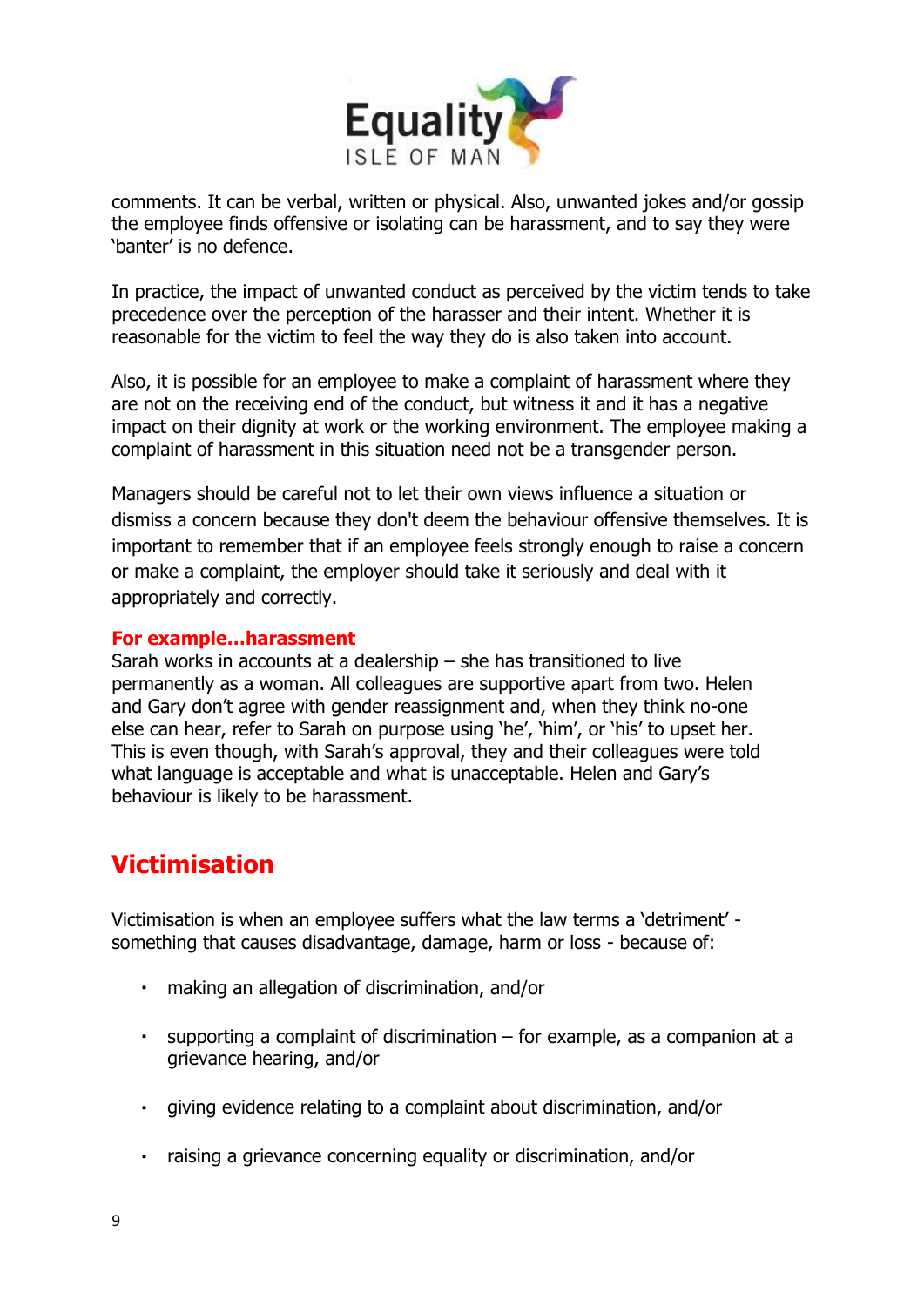comments. It can be verbal, written or physical. Also, unwanted jokes and/or gossip the employee finds offensive or isolating can be harassment, and to say they were 'banter' is no defence.

In practice, the impact of unwanted conduct as perceived by the victim tends to take precedence over the perception of the harasser and their intent. Whether it is reasonable for the victim to feel the way they do is also taken into account.

Also, it is possible for an employee to make a complaint of harassment where they are not on the receiving end of the conduct, but witness it and it has a negative impact on their dignity at work or the working environment. The employee making a complaint of harassment in this situation need not be a transgender person.

Managers should be careful not to let their own views influence a situation or dismiss a concern because they don't deem the behaviour offensive themselves. It is important to remember that if an employee feels strongly enough to raise a concern or make a complaint, the employer should take it seriously and deal with it appropriately and correctly.

**For example…harassment**
Sarah works in accounts at a dealership – she has transitioned to live permanently as a woman. All colleagues are supportive apart from two. Helen and Gary don't agree with gender reassignment and, when they think no-one else can hear, refer to Sarah on purpose using 'he', 'him', or 'his' to upset her. This is even though, with Sarah's approval, they and their colleagues were told what language is acceptable and what is unacceptable. Helen and Gary's behaviour is likely to be harassment.

## Victimisation

Victimisation is when an employee suffers what the law terms a 'detriment' - something that causes disadvantage, damage, harm or loss - because of:

- making an allegation of discrimination, and/or
- supporting a complaint of discrimination – for example, as a companion at a grievance hearing, and/or
- giving evidence relating to a complaint about discrimination, and/or
- raising a grievance concerning equality or discrimination, and/or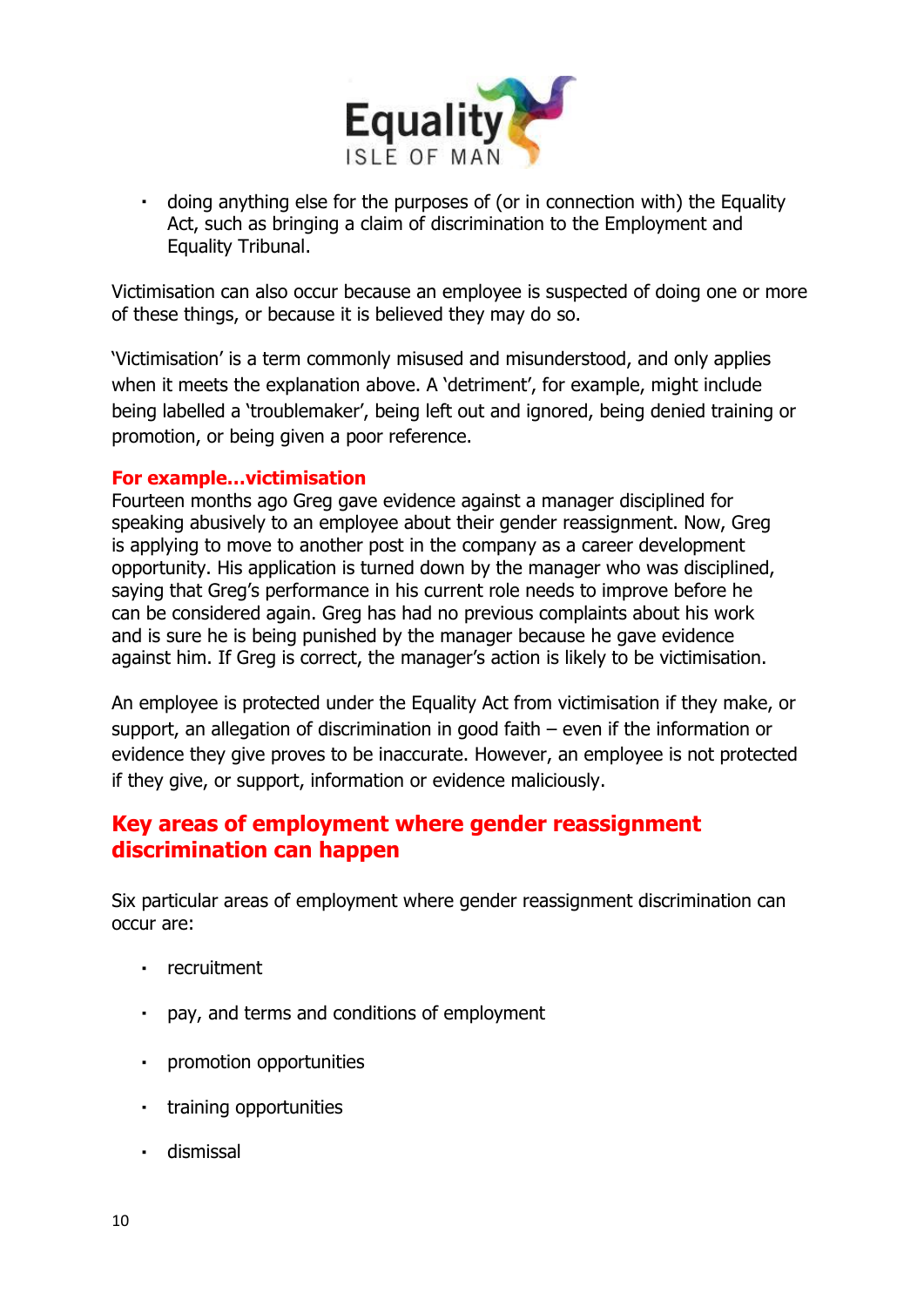- doing anything else for the purposes of (or in connection with) the Equality Act, such as bringing a claim of discrimination to the Employment and Equality Tribunal.

Victimisation can also occur because an employee is suspected of doing one or more of these things, or because it is believed they may do so.

'Victimisation' is a term commonly misused and misunderstood, and only applies when it meets the explanation above. A 'detriment', for example, might include being labelled a 'troublemaker', being left out and ignored, being denied training or promotion, or being given a poor reference.

**For example...victimisation**

Fourteen months ago Greg gave evidence against a manager disciplined for speaking abusively to an employee about their gender reassignment. Now, Greg is applying to move to another post in the company as a career development opportunity. His application is turned down by the manager who was disciplined, saying that Greg's performance in his current role needs to improve before he can be considered again. Greg has had no previous complaints about his work and is sure he is being punished by the manager because he gave evidence against him. If Greg is correct, the manager's action is likely to be victimisation.

An employee is protected under the Equality Act from victimisation if they make, or support, an allegation of discrimination in good faith – even if the information or evidence they give proves to be inaccurate. However, an employee is not protected if they give, or support, information or evidence maliciously.

## Key areas of employment where gender reassignment discrimination can happen

Six particular areas of employment where gender reassignment discrimination can occur are:

- recruitment
- pay, and terms and conditions of employment
- promotion opportunities
- training opportunities
- dismissal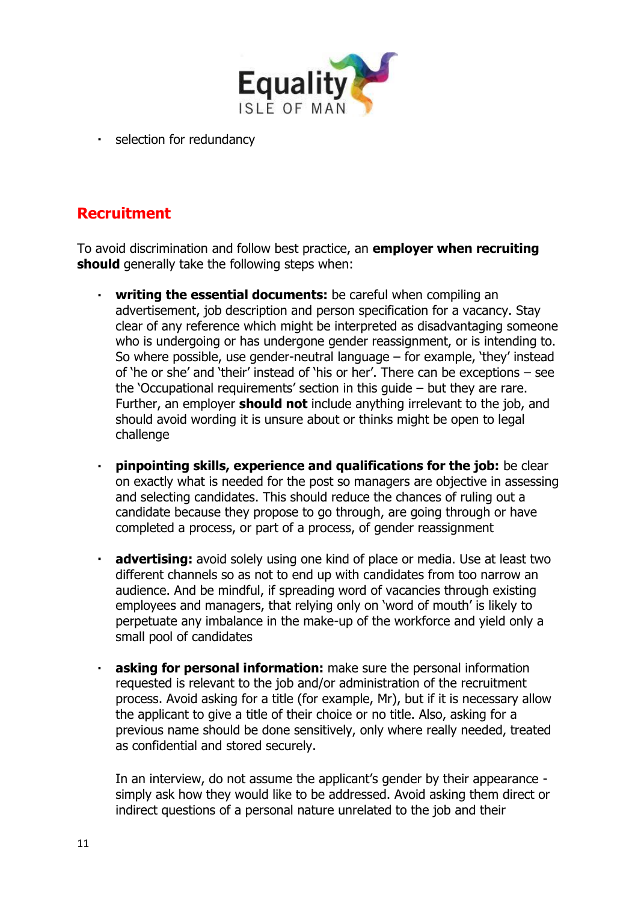- selection for redundancy

## Recruitment

To avoid discrimination and follow best practice, an **employer when recruiting should** generally take the following steps when:

- **writing the essential documents:** be careful when compiling an advertisement, job description and person specification for a vacancy. Stay clear of any reference which might be interpreted as disadvantaging someone who is undergoing or has undergone gender reassignment, or is intending to. So where possible, use gender-neutral language – for example, 'they' instead of 'he or she' and 'their' instead of 'his or her'. There can be exceptions – see the 'Occupational requirements' section in this guide – but they are rare. Further, an employer **should not** include anything irrelevant to the job, and should avoid wording it is unsure about or thinks might be open to legal challenge

- **pinpointing skills, experience and qualifications for the job:** be clear on exactly what is needed for the post so managers are objective in assessing and selecting candidates. This should reduce the chances of ruling out a candidate because they propose to go through, are going through or have completed a process, or part of a process, of gender reassignment

- **advertising:** avoid solely using one kind of place or media. Use at least two different channels so as not to end up with candidates from too narrow an audience. And be mindful, if spreading word of vacancies through existing employees and managers, that relying only on 'word of mouth' is likely to perpetuate any imbalance in the make-up of the workforce and yield only a small pool of candidates

- **asking for personal information:** make sure the personal information requested is relevant to the job and/or administration of the recruitment process. Avoid asking for a title (for example, Mr), but if it is necessary allow the applicant to give a title of their choice or no title. Also, asking for a previous name should be done sensitively, only where really needed, treated as confidential and stored securely.

  In an interview, do not assume the applicant's gender by their appearance - simply ask how they would like to be addressed. Avoid asking them direct or indirect questions of a personal nature unrelated to the job and their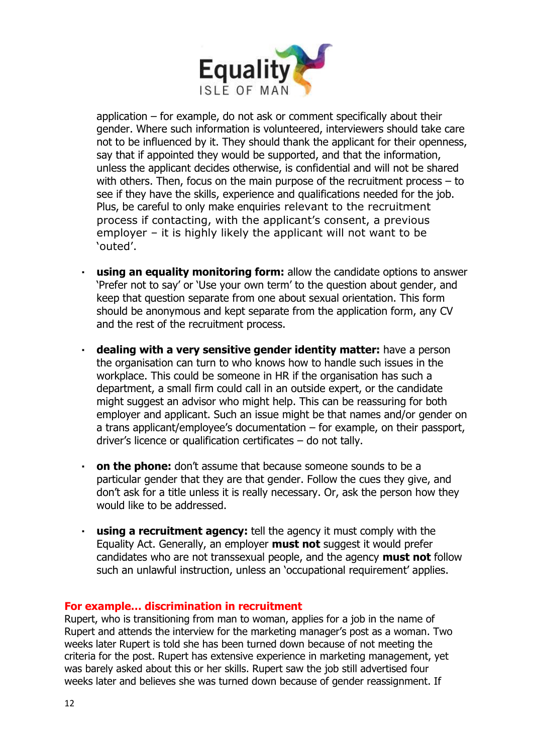application – for example, do not ask or comment specifically about their gender. Where such information is volunteered, interviewers should take care not to be influenced by it. They should thank the applicant for their openness, say that if appointed they would be supported, and that the information, unless the applicant decides otherwise, is confidential and will not be shared with others. Then, focus on the main purpose of the recruitment process – to see if they have the skills, experience and qualifications needed for the job. Plus, be careful to only make enquiries relevant to the recruitment process if contacting, with the applicant's consent, a previous employer – it is highly likely the applicant will not want to be 'outed'.

- **using an equality monitoring form:** allow the candidate options to answer 'Prefer not to say' or 'Use your own term' to the question about gender, and keep that question separate from one about sexual orientation. This form should be anonymous and kept separate from the application form, any CV and the rest of the recruitment process.

- **dealing with a very sensitive gender identity matter:** have a person the organisation can turn to who knows how to handle such issues in the workplace. This could be someone in HR if the organisation has such a department, a small firm could call in an outside expert, or the candidate might suggest an advisor who might help. This can be reassuring for both employer and applicant. Such an issue might be that names and/or gender on a trans applicant/employee's documentation – for example, on their passport, driver's licence or qualification certificates – do not tally.

- **on the phone:** don't assume that because someone sounds to be a particular gender that they are that gender. Follow the cues they give, and don't ask for a title unless it is really necessary. Or, ask the person how they would like to be addressed.

- **using a recruitment agency:** tell the agency it must comply with the Equality Act. Generally, an employer **must not** suggest it would prefer candidates who are not transsexual people, and the agency **must not** follow such an unlawful instruction, unless an 'occupational requirement' applies.

### For example... discrimination in recruitment

Rupert, who is transitioning from man to woman, applies for a job in the name of Rupert and attends the interview for the marketing manager's post as a woman. Two weeks later Rupert is told she has been turned down because of not meeting the criteria for the post. Rupert has extensive experience in marketing management, yet was barely asked about this or her skills. Rupert saw the job still advertised four weeks later and believes she was turned down because of gender reassignment. If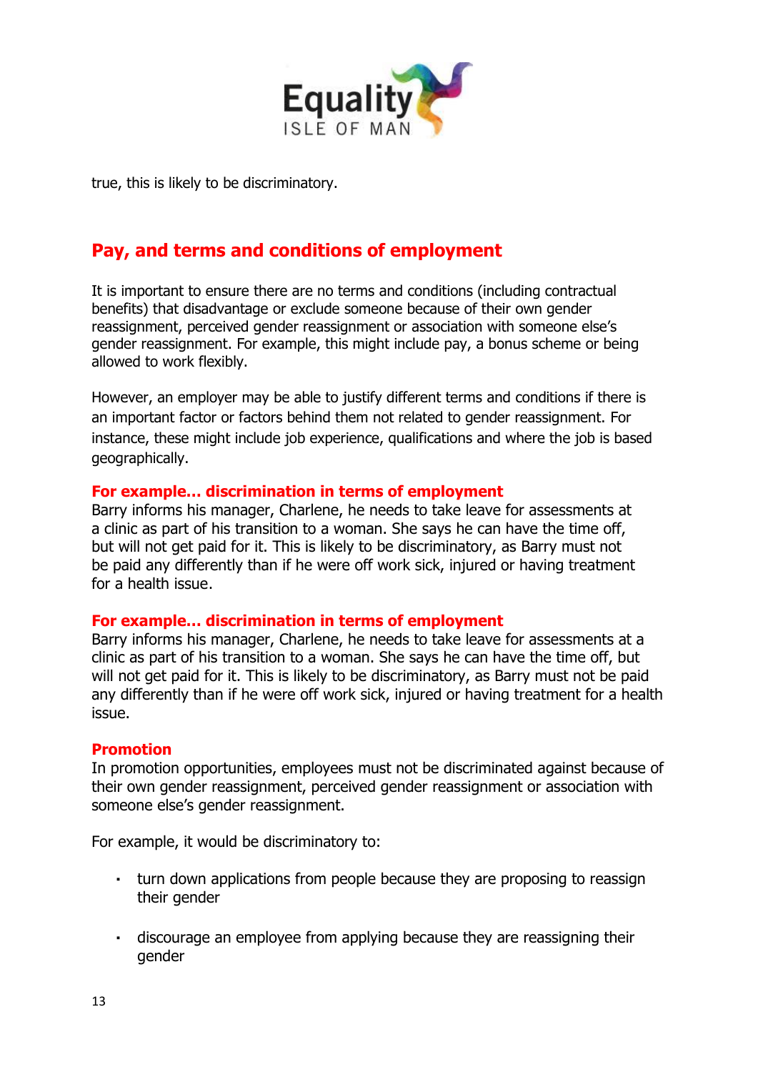true, this is likely to be discriminatory.

## Pay, and terms and conditions of employment

It is important to ensure there are no terms and conditions (including contractual benefits) that disadvantage or exclude someone because of their own gender reassignment, perceived gender reassignment or association with someone else's gender reassignment. For example, this might include pay, a bonus scheme or being allowed to work flexibly.

However, an employer may be able to justify different terms and conditions if there is an important factor or factors behind them not related to gender reassignment. For instance, these might include job experience, qualifications and where the job is based geographically.

### For example… discrimination in terms of employment

Barry informs his manager, Charlene, he needs to take leave for assessments at a clinic as part of his transition to a woman. She says he can have the time off, but will not get paid for it. This is likely to be discriminatory, as Barry must not be paid any differently than if he were off work sick, injured or having treatment for a health issue.

### For example… discrimination in terms of employment

Barry informs his manager, Charlene, he needs to take leave for assessments at a clinic as part of his transition to a woman. She says he can have the time off, but will not get paid for it. This is likely to be discriminatory, as Barry must not be paid any differently than if he were off work sick, injured or having treatment for a health issue.

### Promotion

In promotion opportunities, employees must not be discriminated against because of their own gender reassignment, perceived gender reassignment or association with someone else's gender reassignment.

For example, it would be discriminatory to:

- turn down applications from people because they are proposing to reassign their gender
- discourage an employee from applying because they are reassigning their gender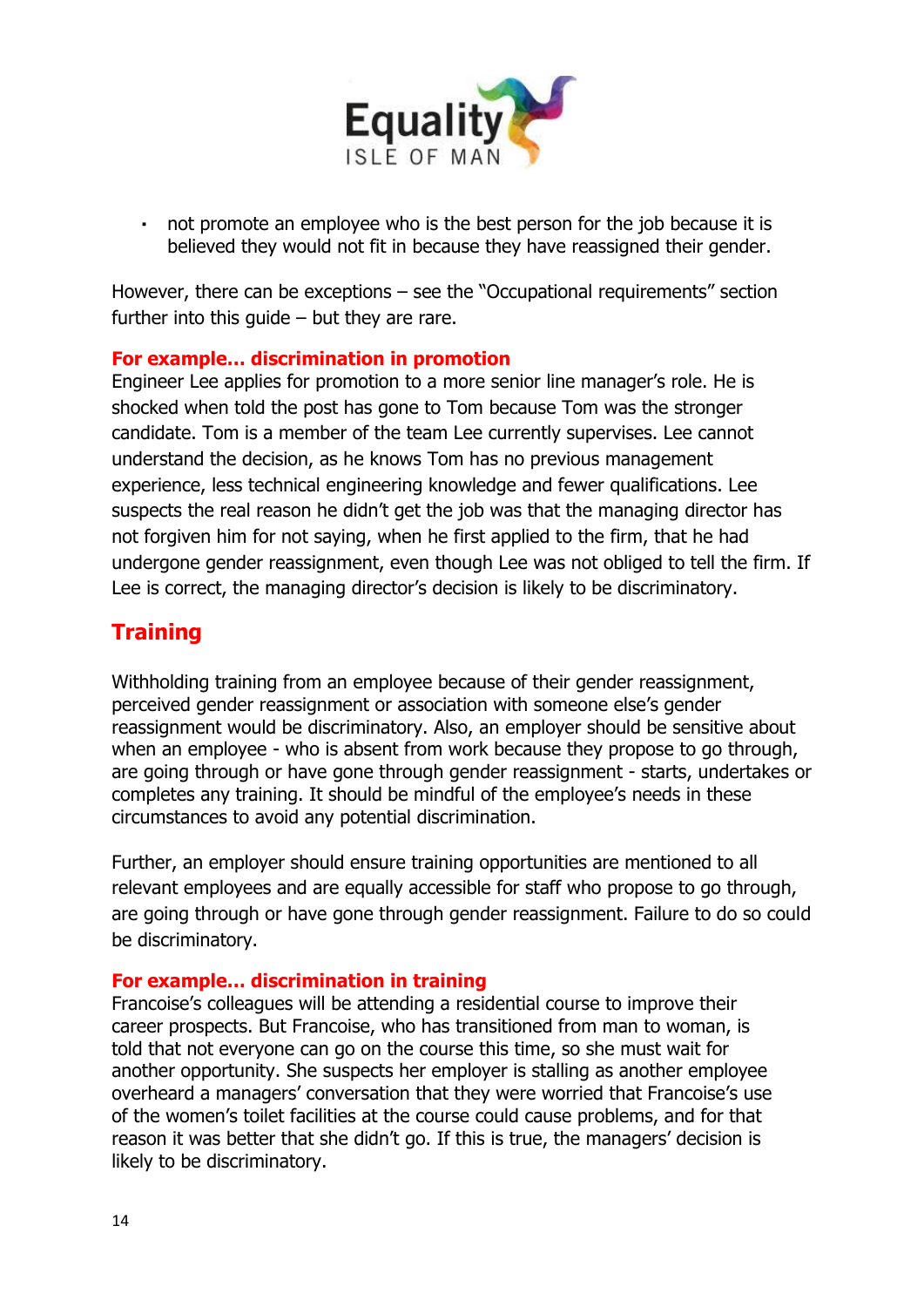- not promote an employee who is the best person for the job because it is believed they would not fit in because they have reassigned their gender.

However, there can be exceptions – see the "Occupational requirements" section further into this guide – but they are rare.

**For example… discrimination in promotion**
Engineer Lee applies for promotion to a more senior line manager's role. He is shocked when told the post has gone to Tom because Tom was the stronger candidate. Tom is a member of the team Lee currently supervises. Lee cannot understand the decision, as he knows Tom has no previous management experience, less technical engineering knowledge and fewer qualifications. Lee suspects the real reason he didn't get the job was that the managing director has not forgiven him for not saying, when he first applied to the firm, that he had undergone gender reassignment, even though Lee was not obliged to tell the firm. If Lee is correct, the managing director's decision is likely to be discriminatory.

## Training

Withholding training from an employee because of their gender reassignment, perceived gender reassignment or association with someone else's gender reassignment would be discriminatory. Also, an employer should be sensitive about when an employee - who is absent from work because they propose to go through, are going through or have gone through gender reassignment - starts, undertakes or completes any training. It should be mindful of the employee's needs in these circumstances to avoid any potential discrimination.

Further, an employer should ensure training opportunities are mentioned to all relevant employees and are equally accessible for staff who propose to go through, are going through or have gone through gender reassignment. Failure to do so could be discriminatory.

**For example… discrimination in training**
Francoise's colleagues will be attending a residential course to improve their career prospects. But Francoise, who has transitioned from man to woman, is told that not everyone can go on the course this time, so she must wait for another opportunity. She suspects her employer is stalling as another employee overheard a managers' conversation that they were worried that Francoise's use of the women's toilet facilities at the course could cause problems, and for that reason it was better that she didn't go. If this is true, the managers' decision is likely to be discriminatory.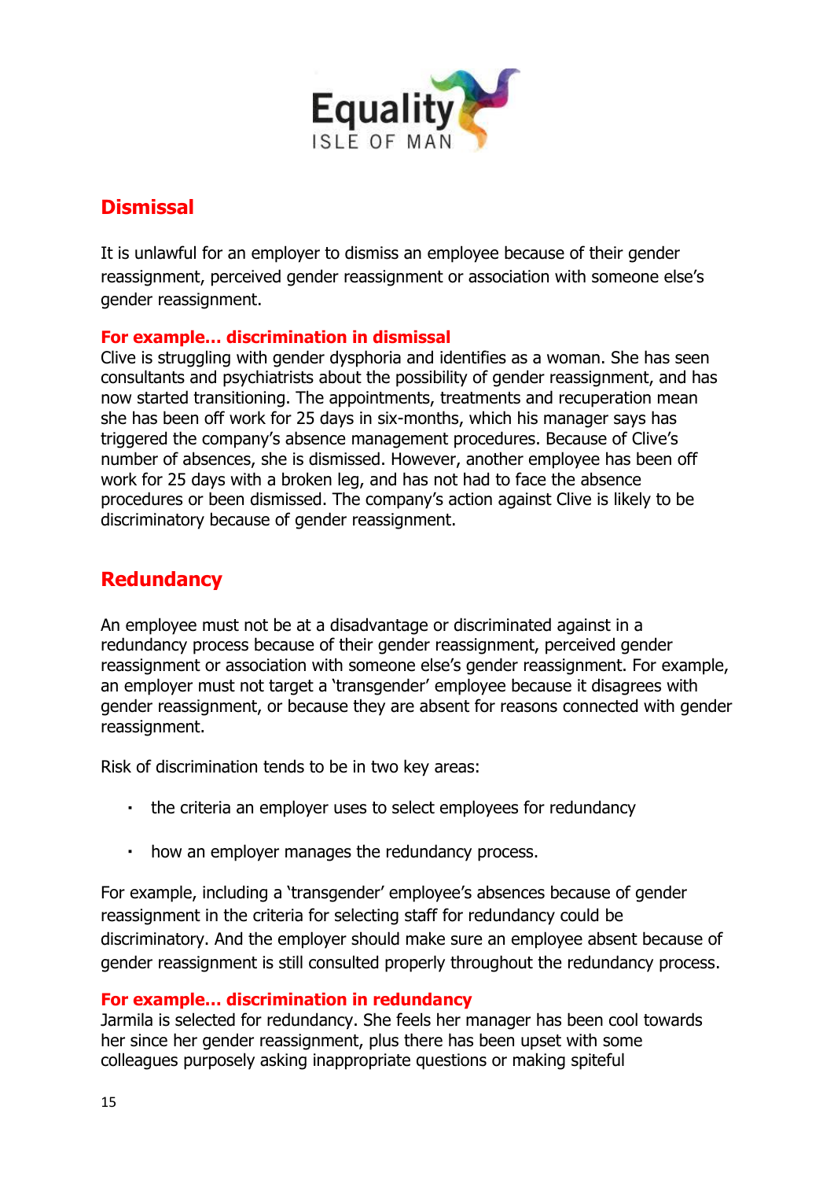## Dismissal

It is unlawful for an employer to dismiss an employee because of their gender reassignment, perceived gender reassignment or association with someone else's gender reassignment.

**For example… discrimination in dismissal**

Clive is struggling with gender dysphoria and identifies as a woman. She has seen consultants and psychiatrists about the possibility of gender reassignment, and has now started transitioning. The appointments, treatments and recuperation mean she has been off work for 25 days in six-months, which his manager says has triggered the company's absence management procedures. Because of Clive's number of absences, she is dismissed. However, another employee has been off work for 25 days with a broken leg, and has not had to face the absence procedures or been dismissed. The company's action against Clive is likely to be discriminatory because of gender reassignment.

## Redundancy

An employee must not be at a disadvantage or discriminated against in a redundancy process because of their gender reassignment, perceived gender reassignment or association with someone else's gender reassignment. For example, an employer must not target a 'transgender' employee because it disagrees with gender reassignment, or because they are absent for reasons connected with gender reassignment.

Risk of discrimination tends to be in two key areas:

- the criteria an employer uses to select employees for redundancy
- how an employer manages the redundancy process.

For example, including a 'transgender' employee's absences because of gender reassignment in the criteria for selecting staff for redundancy could be discriminatory. And the employer should make sure an employee absent because of gender reassignment is still consulted properly throughout the redundancy process.

**For example… discrimination in redundancy**

Jarmila is selected for redundancy. She feels her manager has been cool towards her since her gender reassignment, plus there has been upset with some colleagues purposely asking inappropriate questions or making spiteful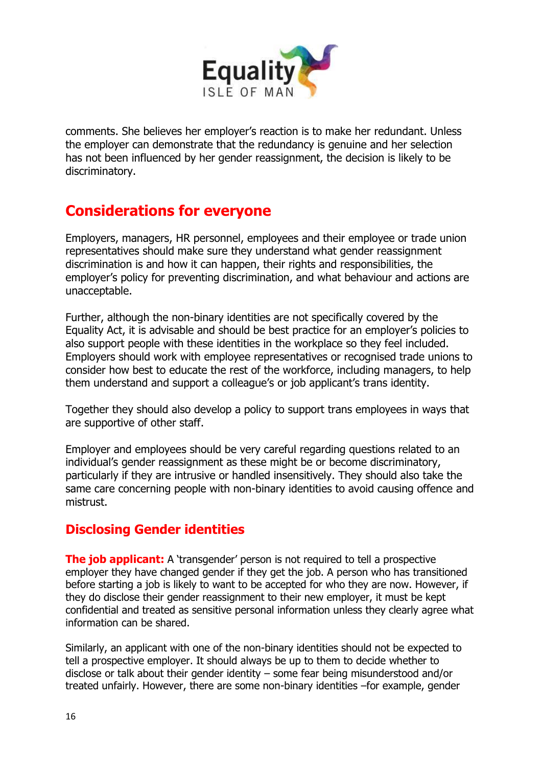comments. She believes her employer's reaction is to make her redundant. Unless the employer can demonstrate that the redundancy is genuine and her selection has not been influenced by her gender reassignment, the decision is likely to be discriminatory.

## Considerations for everyone

Employers, managers, HR personnel, employees and their employee or trade union representatives should make sure they understand what gender reassignment discrimination is and how it can happen, their rights and responsibilities, the employer's policy for preventing discrimination, and what behaviour and actions are unacceptable.

Further, although the non-binary identities are not specifically covered by the Equality Act, it is advisable and should be best practice for an employer's policies to also support people with these identities in the workplace so they feel included. Employers should work with employee representatives or recognised trade unions to consider how best to educate the rest of the workforce, including managers, to help them understand and support a colleague's or job applicant's trans identity.

Together they should also develop a policy to support trans employees in ways that are supportive of other staff.

Employer and employees should be very careful regarding questions related to an individual's gender reassignment as these might be or become discriminatory, particularly if they are intrusive or handled insensitively. They should also take the same care concerning people with non-binary identities to avoid causing offence and mistrust.

### Disclosing Gender identities

**The job applicant:** A 'transgender' person is not required to tell a prospective employer they have changed gender if they get the job. A person who has transitioned before starting a job is likely to want to be accepted for who they are now. However, if they do disclose their gender reassignment to their new employer, it must be kept confidential and treated as sensitive personal information unless they clearly agree what information can be shared.

Similarly, an applicant with one of the non-binary identities should not be expected to tell a prospective employer. It should always be up to them to decide whether to disclose or talk about their gender identity – some fear being misunderstood and/or treated unfairly. However, there are some non-binary identities –for example, gender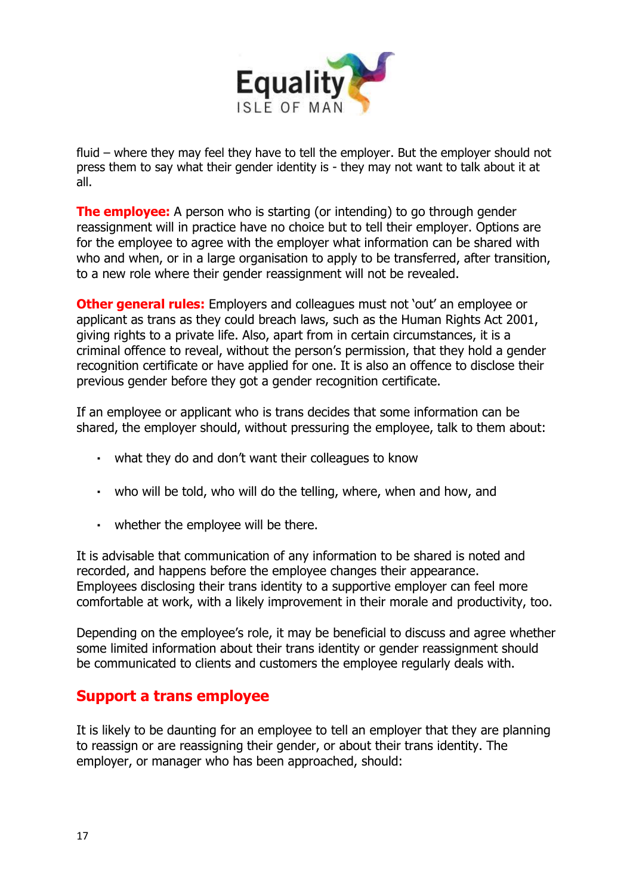fluid – where they may feel they have to tell the employer. But the employer should not press them to say what their gender identity is - they may not want to talk about it at all.

**The employee:** A person who is starting (or intending) to go through gender reassignment will in practice have no choice but to tell their employer. Options are for the employee to agree with the employer what information can be shared with who and when, or in a large organisation to apply to be transferred, after transition, to a new role where their gender reassignment will not be revealed.

**Other general rules:** Employers and colleagues must not 'out' an employee or applicant as trans as they could breach laws, such as the Human Rights Act 2001, giving rights to a private life. Also, apart from in certain circumstances, it is a criminal offence to reveal, without the person's permission, that they hold a gender recognition certificate or have applied for one. It is also an offence to disclose their previous gender before they got a gender recognition certificate.

If an employee or applicant who is trans decides that some information can be shared, the employer should, without pressuring the employee, talk to them about:

- what they do and don't want their colleagues to know
- who will be told, who will do the telling, where, when and how, and
- whether the employee will be there.

It is advisable that communication of any information to be shared is noted and recorded, and happens before the employee changes their appearance. Employees disclosing their trans identity to a supportive employer can feel more comfortable at work, with a likely improvement in their morale and productivity, too.

Depending on the employee's role, it may be beneficial to discuss and agree whether some limited information about their trans identity or gender reassignment should be communicated to clients and customers the employee regularly deals with.

## Support a trans employee

It is likely to be daunting for an employee to tell an employer that they are planning to reassign or are reassigning their gender, or about their trans identity. The employer, or manager who has been approached, should: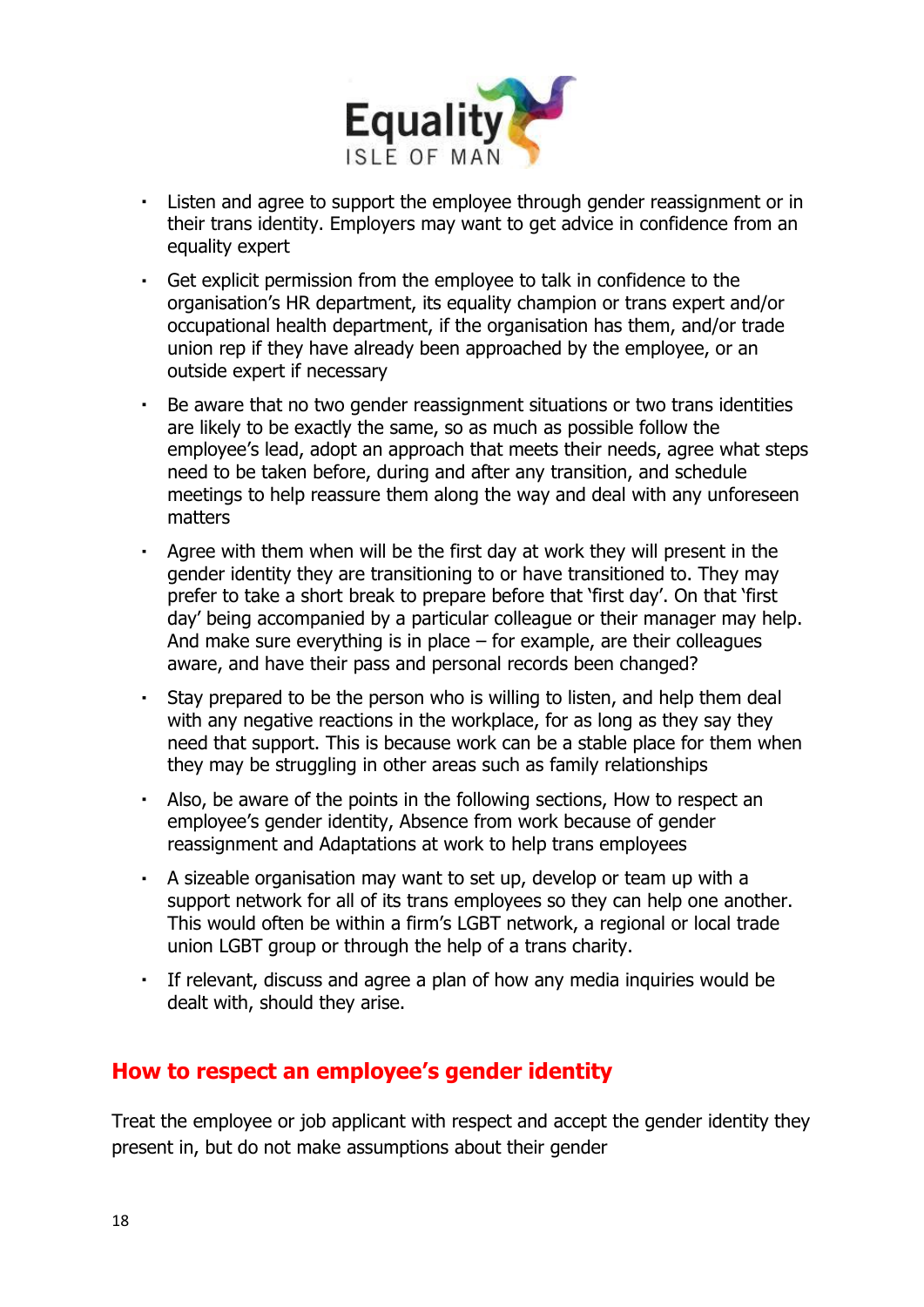- Listen and agree to support the employee through gender reassignment or in their trans identity. Employers may want to get advice in confidence from an equality expert
- Get explicit permission from the employee to talk in confidence to the organisation's HR department, its equality champion or trans expert and/or occupational health department, if the organisation has them, and/or trade union rep if they have already been approached by the employee, or an outside expert if necessary
- Be aware that no two gender reassignment situations or two trans identities are likely to be exactly the same, so as much as possible follow the employee's lead, adopt an approach that meets their needs, agree what steps need to be taken before, during and after any transition, and schedule meetings to help reassure them along the way and deal with any unforeseen matters
- Agree with them when will be the first day at work they will present in the gender identity they are transitioning to or have transitioned to. They may prefer to take a short break to prepare before that 'first day'. On that 'first day' being accompanied by a particular colleague or their manager may help. And make sure everything is in place – for example, are their colleagues aware, and have their pass and personal records been changed?
- Stay prepared to be the person who is willing to listen, and help them deal with any negative reactions in the workplace, for as long as they say they need that support. This is because work can be a stable place for them when they may be struggling in other areas such as family relationships
- Also, be aware of the points in the following sections, How to respect an employee's gender identity, Absence from work because of gender reassignment and Adaptations at work to help trans employees
- A sizeable organisation may want to set up, develop or team up with a support network for all of its trans employees so they can help one another. This would often be within a firm's LGBT network, a regional or local trade union LGBT group or through the help of a trans charity.
- If relevant, discuss and agree a plan of how any media inquiries would be dealt with, should they arise.

## How to respect an employee's gender identity

Treat the employee or job applicant with respect and accept the gender identity they present in, but do not make assumptions about their gender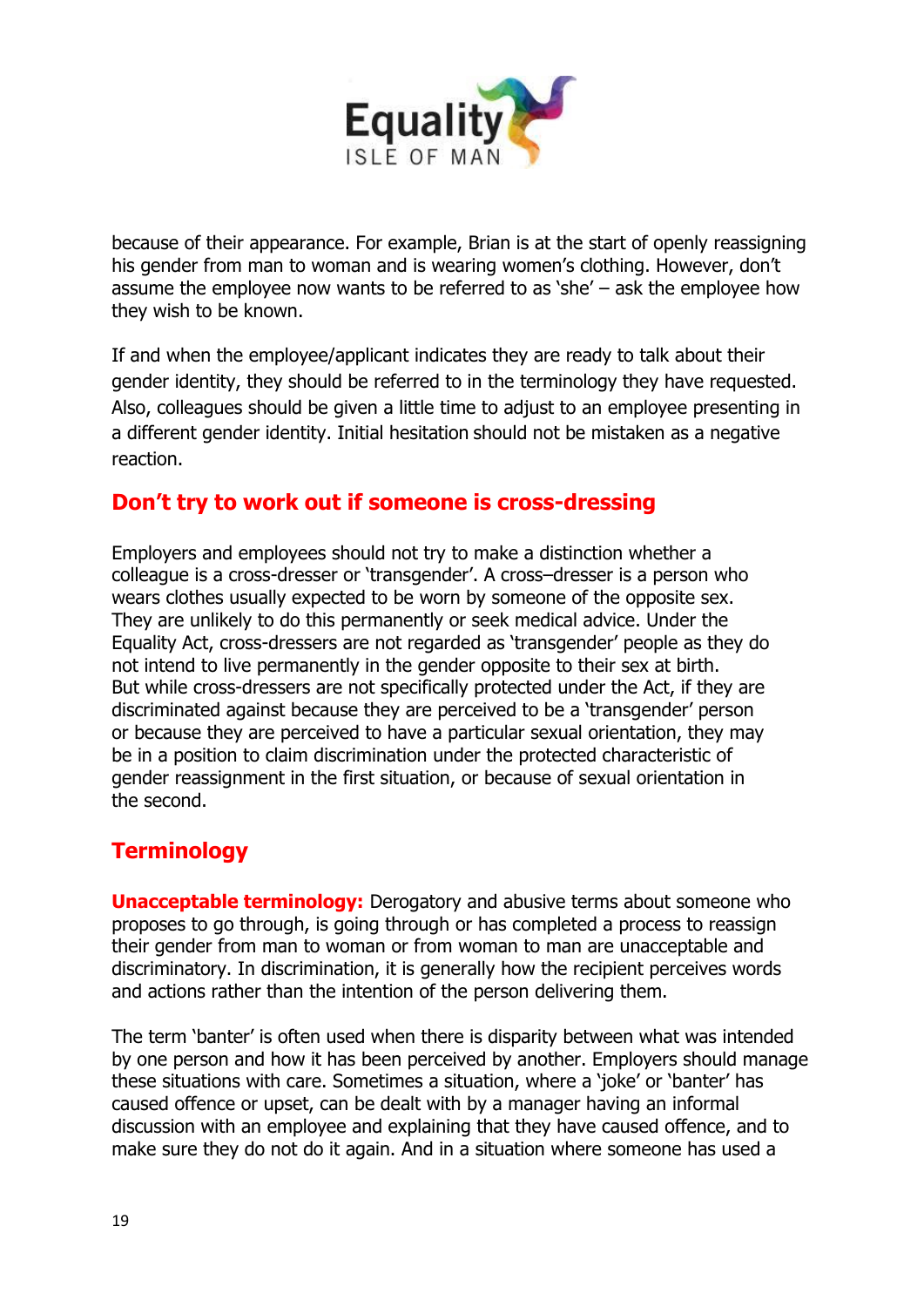because of their appearance. For example, Brian is at the start of openly reassigning his gender from man to woman and is wearing women's clothing. However, don't assume the employee now wants to be referred to as 'she' – ask the employee how they wish to be known.

If and when the employee/applicant indicates they are ready to talk about their gender identity, they should be referred to in the terminology they have requested. Also, colleagues should be given a little time to adjust to an employee presenting in a different gender identity. Initial hesitation should not be mistaken as a negative reaction.

## Don't try to work out if someone is cross-dressing

Employers and employees should not try to make a distinction whether a colleague is a cross-dresser or 'transgender'. A cross–dresser is a person who wears clothes usually expected to be worn by someone of the opposite sex. They are unlikely to do this permanently or seek medical advice. Under the Equality Act, cross-dressers are not regarded as 'transgender' people as they do not intend to live permanently in the gender opposite to their sex at birth. But while cross-dressers are not specifically protected under the Act, if they are discriminated against because they are perceived to be a 'transgender' person or because they are perceived to have a particular sexual orientation, they may be in a position to claim discrimination under the protected characteristic of gender reassignment in the first situation, or because of sexual orientation in the second.

## Terminology

**Unacceptable terminology:** Derogatory and abusive terms about someone who proposes to go through, is going through or has completed a process to reassign their gender from man to woman or from woman to man are unacceptable and discriminatory. In discrimination, it is generally how the recipient perceives words and actions rather than the intention of the person delivering them.

The term 'banter' is often used when there is disparity between what was intended by one person and how it has been perceived by another. Employers should manage these situations with care. Sometimes a situation, where a 'joke' or 'banter' has caused offence or upset, can be dealt with by a manager having an informal discussion with an employee and explaining that they have caused offence, and to make sure they do not do it again. And in a situation where someone has used a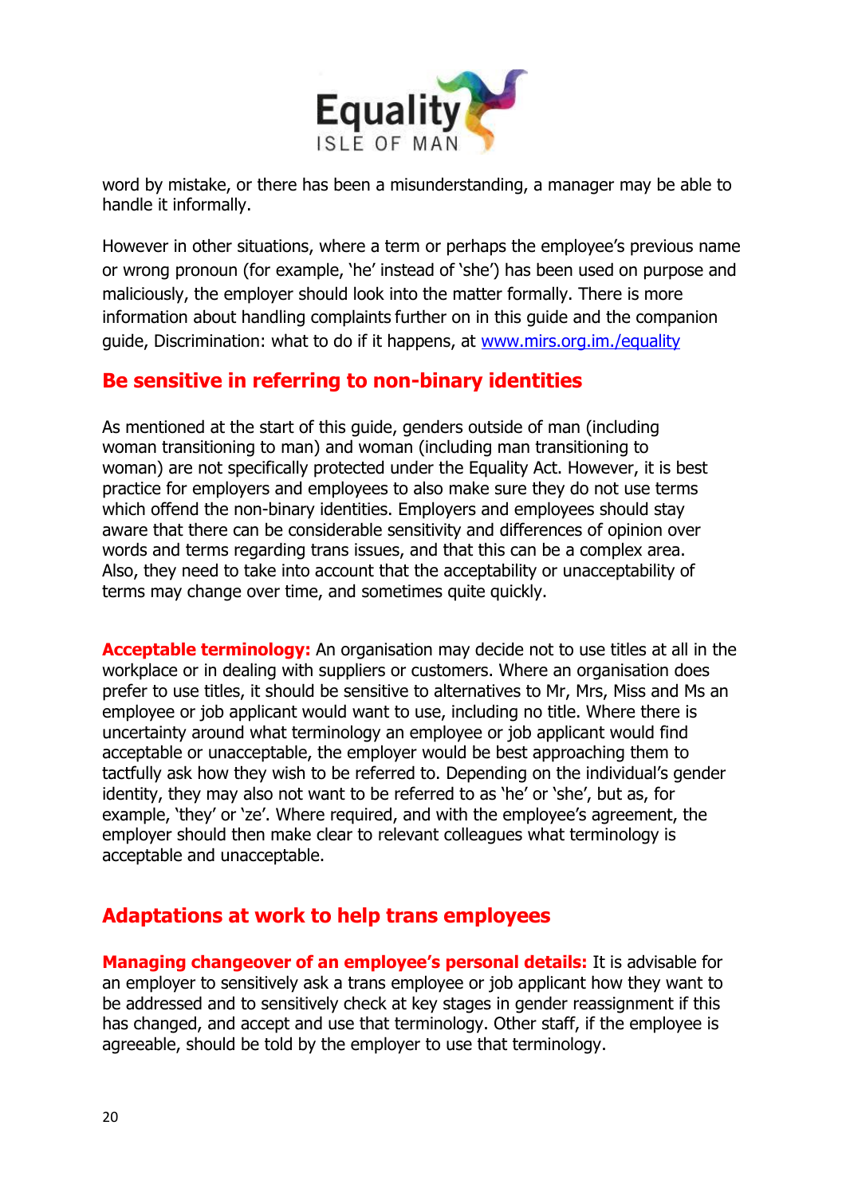word by mistake, or there has been a misunderstanding, a manager may be able to handle it informally.

However in other situations, where a term or perhaps the employee's previous name or wrong pronoun (for example, 'he' instead of 'she') has been used on purpose and maliciously, the employer should look into the matter formally. There is more information about handling complaints further on in this guide and the companion guide, Discrimination: what to do if it happens, at [www.mirs.org.im./equality](www.mirs.org.im./equality)

## Be sensitive in referring to non-binary identities

As mentioned at the start of this guide, genders outside of man (including woman transitioning to man) and woman (including man transitioning to woman) are not specifically protected under the Equality Act. However, it is best practice for employers and employees to also make sure they do not use terms which offend the non-binary identities. Employers and employees should stay aware that there can be considerable sensitivity and differences of opinion over words and terms regarding trans issues, and that this can be a complex area. Also, they need to take into account that the acceptability or unacceptability of terms may change over time, and sometimes quite quickly.

**Acceptable terminology:** An organisation may decide not to use titles at all in the workplace or in dealing with suppliers or customers. Where an organisation does prefer to use titles, it should be sensitive to alternatives to Mr, Mrs, Miss and Ms an employee or job applicant would want to use, including no title. Where there is uncertainty around what terminology an employee or job applicant would find acceptable or unacceptable, the employer would be best approaching them to tactfully ask how they wish to be referred to. Depending on the individual's gender identity, they may also not want to be referred to as 'he' or 'she', but as, for example, 'they' or 'ze'. Where required, and with the employee's agreement, the employer should then make clear to relevant colleagues what terminology is acceptable and unacceptable.

## Adaptations at work to help trans employees

**Managing changeover of an employee's personal details:** It is advisable for an employer to sensitively ask a trans employee or job applicant how they want to be addressed and to sensitively check at key stages in gender reassignment if this has changed, and accept and use that terminology. Other staff, if the employee is agreeable, should be told by the employer to use that terminology.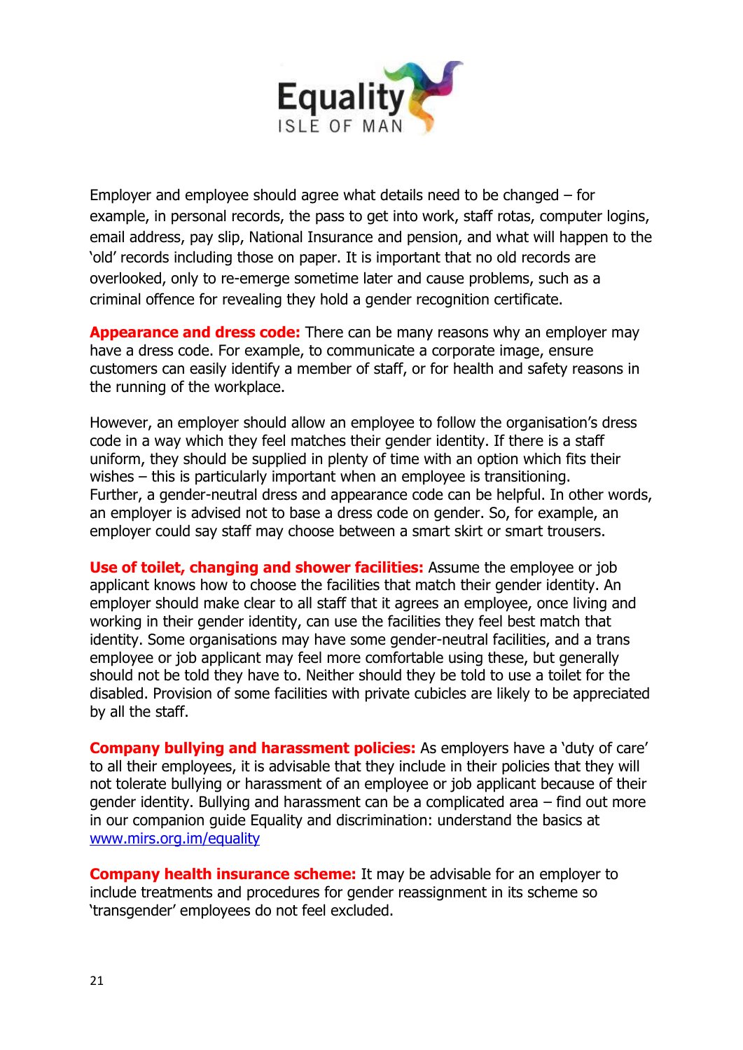Employer and employee should agree what details need to be changed – for example, in personal records, the pass to get into work, staff rotas, computer logins, email address, pay slip, National Insurance and pension, and what will happen to the 'old' records including those on paper. It is important that no old records are overlooked, only to re-emerge sometime later and cause problems, such as a criminal offence for revealing they hold a gender recognition certificate.

**Appearance and dress code:** There can be many reasons why an employer may have a dress code. For example, to communicate a corporate image, ensure customers can easily identify a member of staff, or for health and safety reasons in the running of the workplace.

However, an employer should allow an employee to follow the organisation's dress code in a way which they feel matches their gender identity. If there is a staff uniform, they should be supplied in plenty of time with an option which fits their wishes – this is particularly important when an employee is transitioning. Further, a gender-neutral dress and appearance code can be helpful. In other words, an employer is advised not to base a dress code on gender. So, for example, an employer could say staff may choose between a smart skirt or smart trousers.

**Use of toilet, changing and shower facilities:** Assume the employee or job applicant knows how to choose the facilities that match their gender identity. An employer should make clear to all staff that it agrees an employee, once living and working in their gender identity, can use the facilities they feel best match that identity. Some organisations may have some gender-neutral facilities, and a trans employee or job applicant may feel more comfortable using these, but generally should not be told they have to. Neither should they be told to use a toilet for the disabled. Provision of some facilities with private cubicles are likely to be appreciated by all the staff.

**Company bullying and harassment policies:** As employers have a 'duty of care' to all their employees, it is advisable that they include in their policies that they will not tolerate bullying or harassment of an employee or job applicant because of their gender identity. Bullying and harassment can be a complicated area – find out more in our companion guide Equality and discrimination: understand the basics at [www.mirs.org.im/equality](http://www.mirs.org.im/equality)

**Company health insurance scheme:** It may be advisable for an employer to include treatments and procedures for gender reassignment in its scheme so 'transgender' employees do not feel excluded.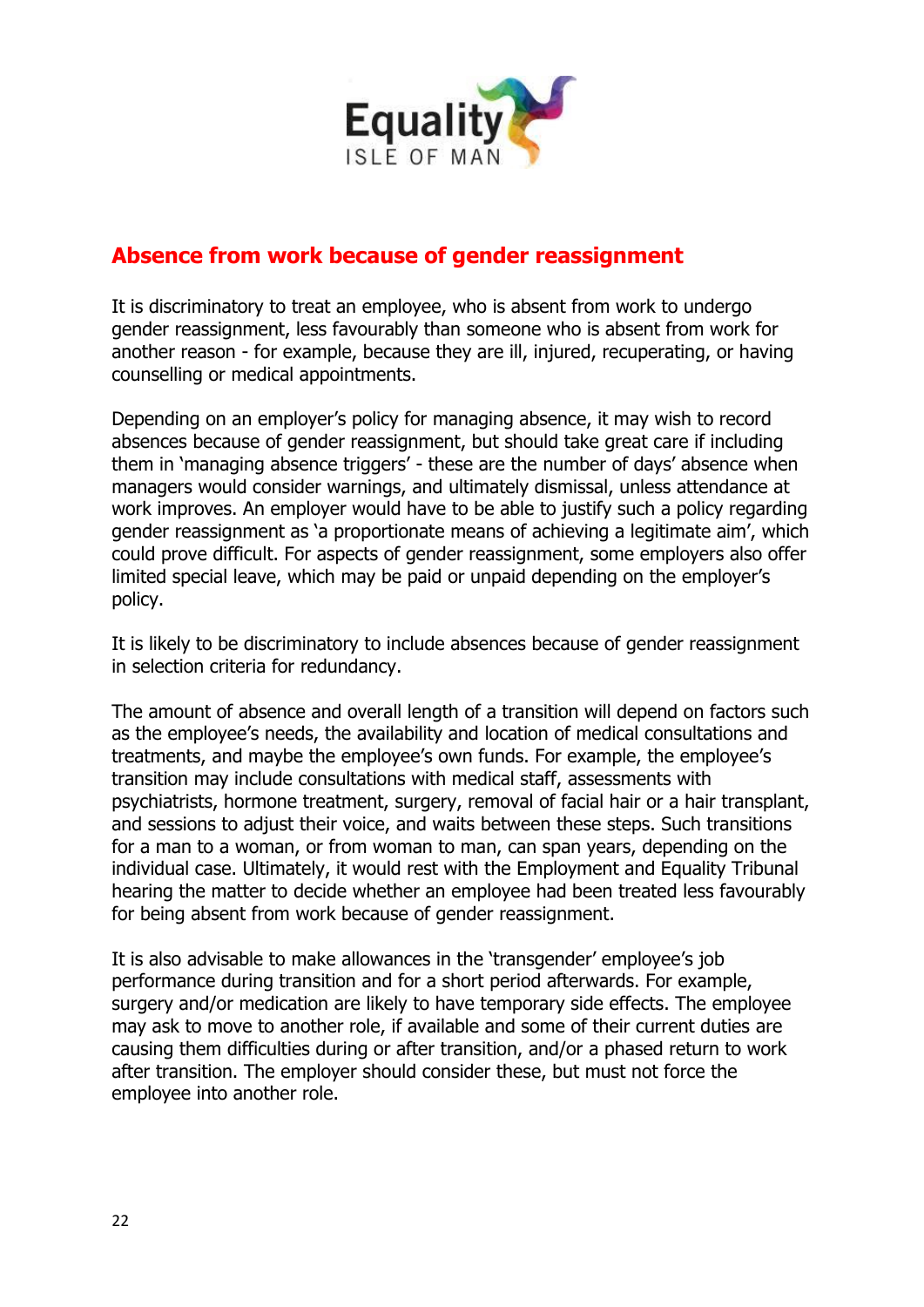## Absence from work because of gender reassignment

It is discriminatory to treat an employee, who is absent from work to undergo gender reassignment, less favourably than someone who is absent from work for another reason - for example, because they are ill, injured, recuperating, or having counselling or medical appointments.

Depending on an employer's policy for managing absence, it may wish to record absences because of gender reassignment, but should take great care if including them in 'managing absence triggers' - these are the number of days' absence when managers would consider warnings, and ultimately dismissal, unless attendance at work improves. An employer would have to be able to justify such a policy regarding gender reassignment as 'a proportionate means of achieving a legitimate aim', which could prove difficult. For aspects of gender reassignment, some employers also offer limited special leave, which may be paid or unpaid depending on the employer's policy.

It is likely to be discriminatory to include absences because of gender reassignment in selection criteria for redundancy.

The amount of absence and overall length of a transition will depend on factors such as the employee's needs, the availability and location of medical consultations and treatments, and maybe the employee's own funds. For example, the employee's transition may include consultations with medical staff, assessments with psychiatrists, hormone treatment, surgery, removal of facial hair or a hair transplant, and sessions to adjust their voice, and waits between these steps. Such transitions for a man to a woman, or from woman to man, can span years, depending on the individual case. Ultimately, it would rest with the Employment and Equality Tribunal hearing the matter to decide whether an employee had been treated less favourably for being absent from work because of gender reassignment.

It is also advisable to make allowances in the 'transgender' employee's job performance during transition and for a short period afterwards. For example, surgery and/or medication are likely to have temporary side effects. The employee may ask to move to another role, if available and some of their current duties are causing them difficulties during or after transition, and/or a phased return to work after transition. The employer should consider these, but must not force the employee into another role.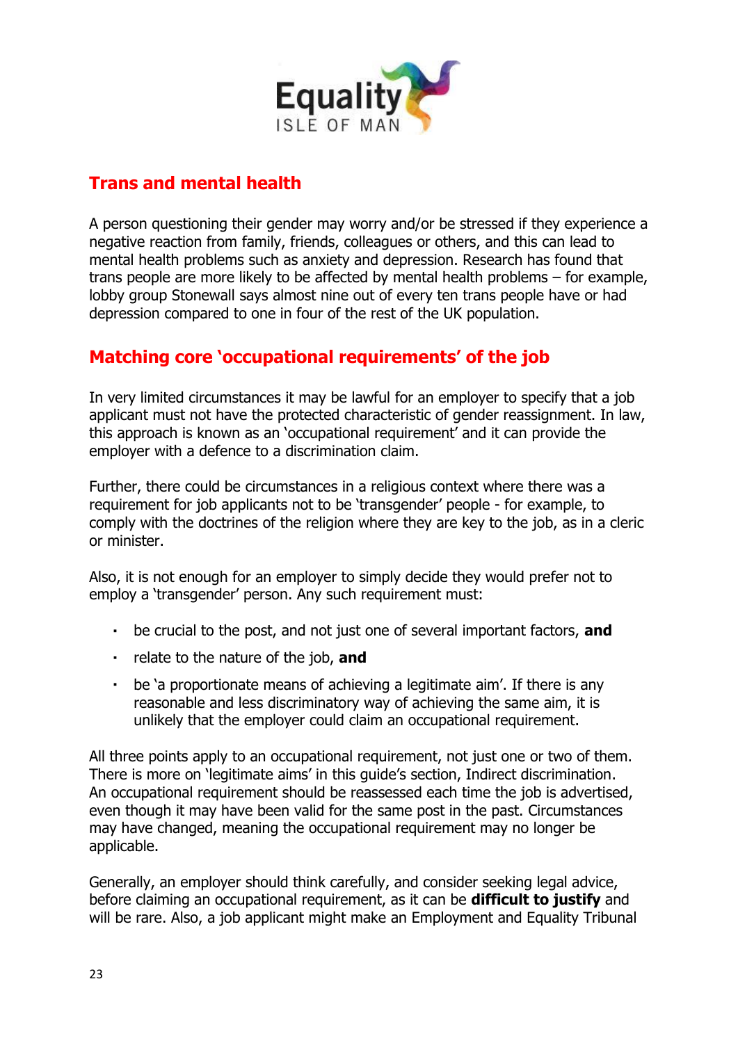## Trans and mental health

A person questioning their gender may worry and/or be stressed if they experience a negative reaction from family, friends, colleagues or others, and this can lead to mental health problems such as anxiety and depression. Research has found that trans people are more likely to be affected by mental health problems – for example, lobby group Stonewall says almost nine out of every ten trans people have or had depression compared to one in four of the rest of the UK population.

## Matching core 'occupational requirements' of the job

In very limited circumstances it may be lawful for an employer to specify that a job applicant must not have the protected characteristic of gender reassignment. In law, this approach is known as an 'occupational requirement' and it can provide the employer with a defence to a discrimination claim.

Further, there could be circumstances in a religious context where there was a requirement for job applicants not to be 'transgender' people - for example, to comply with the doctrines of the religion where they are key to the job, as in a cleric or minister.

Also, it is not enough for an employer to simply decide they would prefer not to employ a 'transgender' person. Any such requirement must:

- be crucial to the post, and not just one of several important factors, **and**
- relate to the nature of the job, **and**
- be 'a proportionate means of achieving a legitimate aim'. If there is any reasonable and less discriminatory way of achieving the same aim, it is unlikely that the employer could claim an occupational requirement.

All three points apply to an occupational requirement, not just one or two of them. There is more on 'legitimate aims' in this guide's section, Indirect discrimination. An occupational requirement should be reassessed each time the job is advertised, even though it may have been valid for the same post in the past. Circumstances may have changed, meaning the occupational requirement may no longer be applicable.

Generally, an employer should think carefully, and consider seeking legal advice, before claiming an occupational requirement, as it can be **difficult to justify** and will be rare. Also, a job applicant might make an Employment and Equality Tribunal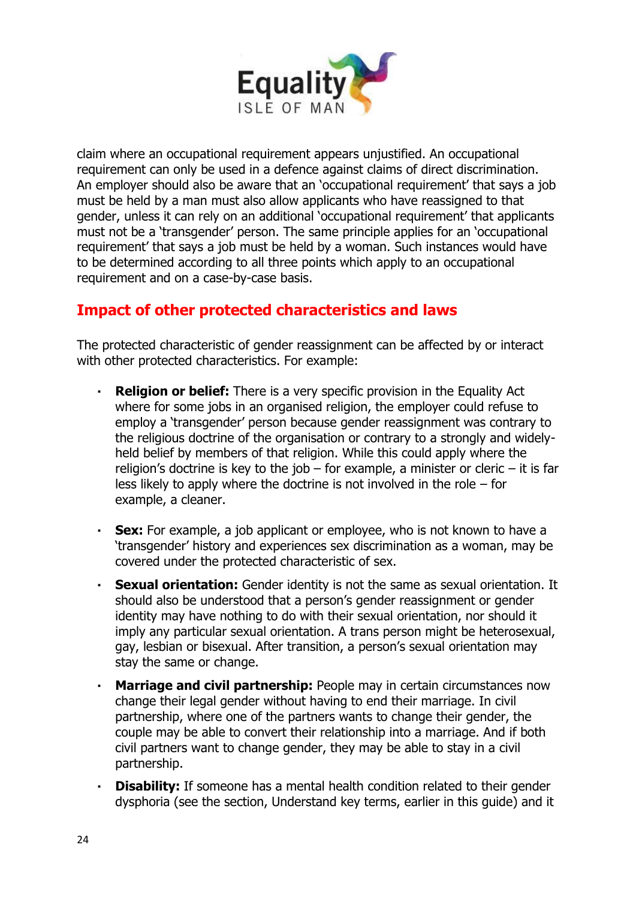claim where an occupational requirement appears unjustified. An occupational requirement can only be used in a defence against claims of direct discrimination. An employer should also be aware that an 'occupational requirement' that says a job must be held by a man must also allow applicants who have reassigned to that gender, unless it can rely on an additional 'occupational requirement' that applicants must not be a 'transgender' person. The same principle applies for an 'occupational requirement' that says a job must be held by a woman. Such instances would have to be determined according to all three points which apply to an occupational requirement and on a case-by-case basis.

## Impact of other protected characteristics and laws

The protected characteristic of gender reassignment can be affected by or interact with other protected characteristics. For example:

- **Religion or belief:** There is a very specific provision in the Equality Act where for some jobs in an organised religion, the employer could refuse to employ a 'transgender' person because gender reassignment was contrary to the religious doctrine of the organisation or contrary to a strongly and widely-held belief by members of that religion. While this could apply where the religion's doctrine is key to the job – for example, a minister or cleric – it is far less likely to apply where the doctrine is not involved in the role – for example, a cleaner.
- **Sex:** For example, a job applicant or employee, who is not known to have a 'transgender' history and experiences sex discrimination as a woman, may be covered under the protected characteristic of sex.
- **Sexual orientation:** Gender identity is not the same as sexual orientation. It should also be understood that a person's gender reassignment or gender identity may have nothing to do with their sexual orientation, nor should it imply any particular sexual orientation. A trans person might be heterosexual, gay, lesbian or bisexual. After transition, a person's sexual orientation may stay the same or change.
- **Marriage and civil partnership:** People may in certain circumstances now change their legal gender without having to end their marriage. In civil partnership, where one of the partners wants to change their gender, the couple may be able to convert their relationship into a marriage. And if both civil partners want to change gender, they may be able to stay in a civil partnership.
- **Disability:** If someone has a mental health condition related to their gender dysphoria (see the section, Understand key terms, earlier in this guide) and it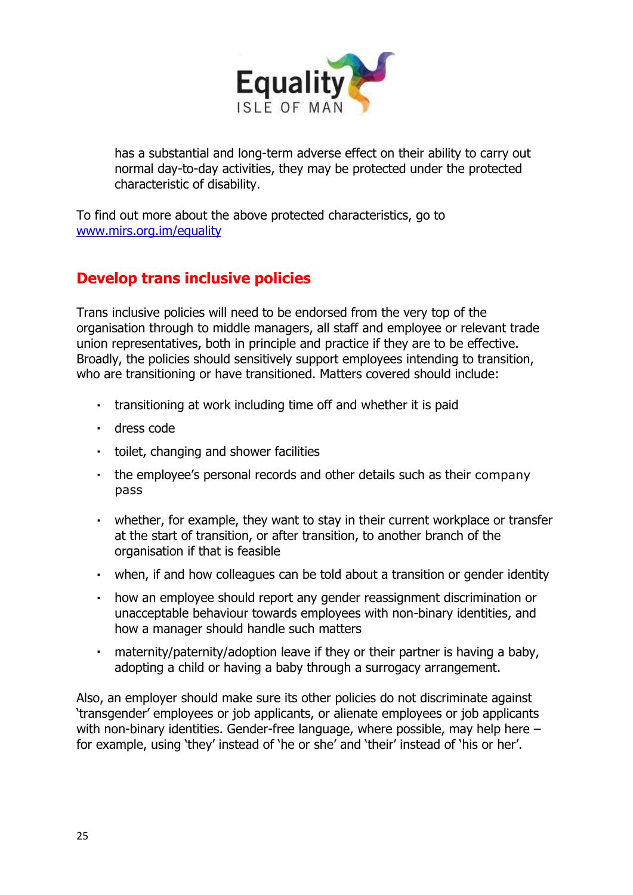has a substantial and long-term adverse effect on their ability to carry out normal day-to-day activities, they may be protected under the protected characteristic of disability.

To find out more about the above protected characteristics, go to [www.mirs.org.im/equality](http://www.mirs.org.im/equality)

## Develop trans inclusive policies

Trans inclusive policies will need to be endorsed from the very top of the organisation through to middle managers, all staff and employee or relevant trade union representatives, both in principle and practice if they are to be effective. Broadly, the policies should sensitively support employees intending to transition, who are transitioning or have transitioned. Matters covered should include:

- transitioning at work including time off and whether it is paid
- dress code
- toilet, changing and shower facilities
- the employee's personal records and other details such as their company pass
- whether, for example, they want to stay in their current workplace or transfer at the start of transition, or after transition, to another branch of the organisation if that is feasible
- when, if and how colleagues can be told about a transition or gender identity
- how an employee should report any gender reassignment discrimination or unacceptable behaviour towards employees with non-binary identities, and how a manager should handle such matters
- maternity/paternity/adoption leave if they or their partner is having a baby, adopting a child or having a baby through a surrogacy arrangement.

Also, an employer should make sure its other policies do not discriminate against 'transgender' employees or job applicants, or alienate employees or job applicants with non-binary identities. Gender-free language, where possible, may help here – for example, using 'they' instead of 'he or she' and 'their' instead of 'his or her'.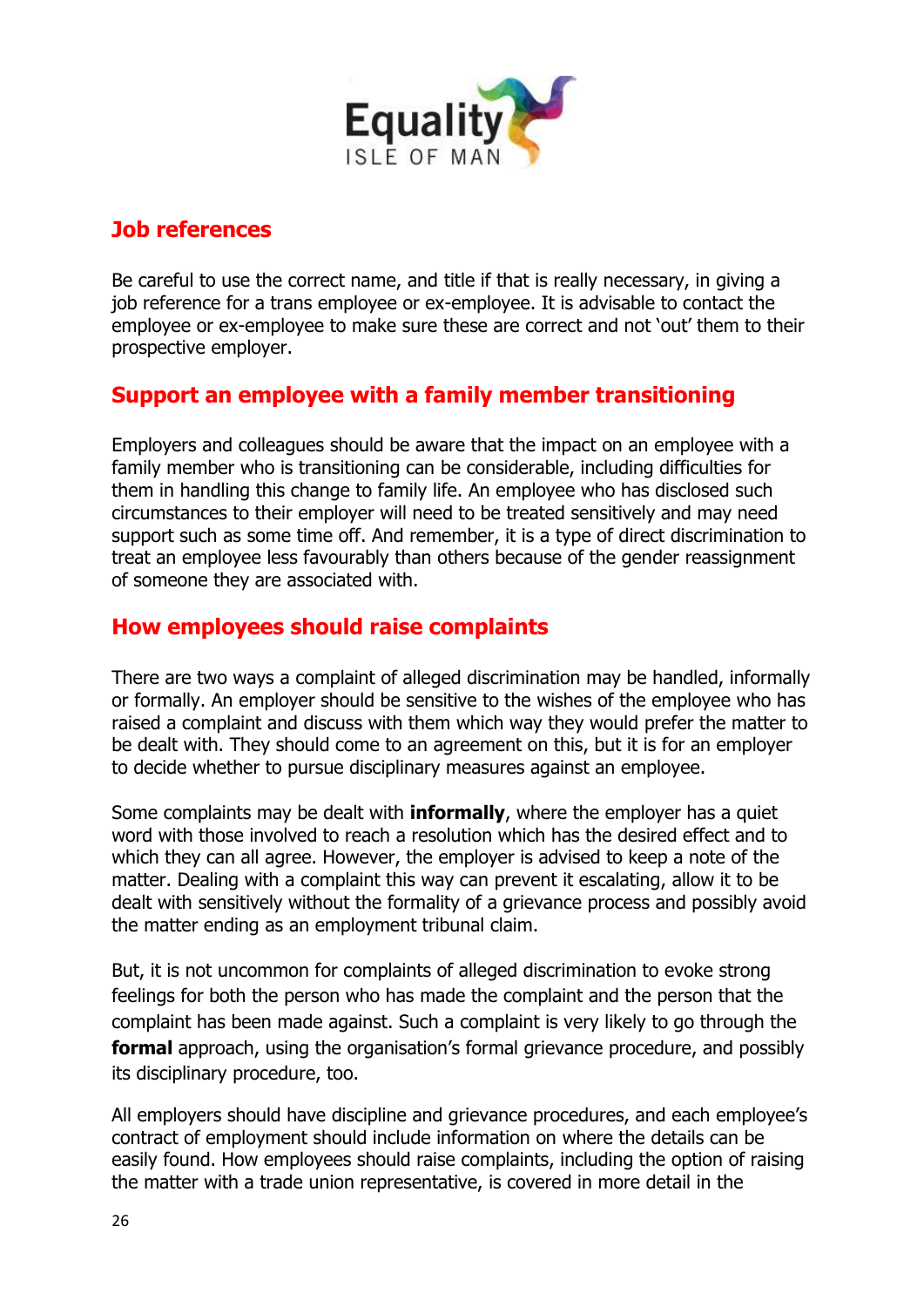## Job references

Be careful to use the correct name, and title if that is really necessary, in giving a job reference for a trans employee or ex-employee. It is advisable to contact the employee or ex-employee to make sure these are correct and not 'out' them to their prospective employer.

## Support an employee with a family member transitioning

Employers and colleagues should be aware that the impact on an employee with a family member who is transitioning can be considerable, including difficulties for them in handling this change to family life. An employee who has disclosed such circumstances to their employer will need to be treated sensitively and may need support such as some time off. And remember, it is a type of direct discrimination to treat an employee less favourably than others because of the gender reassignment of someone they are associated with.

## How employees should raise complaints

There are two ways a complaint of alleged discrimination may be handled, informally or formally. An employer should be sensitive to the wishes of the employee who has raised a complaint and discuss with them which way they would prefer the matter to be dealt with. They should come to an agreement on this, but it is for an employer to decide whether to pursue disciplinary measures against an employee.

Some complaints may be dealt with **informally**, where the employer has a quiet word with those involved to reach a resolution which has the desired effect and to which they can all agree. However, the employer is advised to keep a note of the matter. Dealing with a complaint this way can prevent it escalating, allow it to be dealt with sensitively without the formality of a grievance process and possibly avoid the matter ending as an employment tribunal claim.

But, it is not uncommon for complaints of alleged discrimination to evoke strong feelings for both the person who has made the complaint and the person that the complaint has been made against. Such a complaint is very likely to go through the **formal** approach, using the organisation's formal grievance procedure, and possibly its disciplinary procedure, too.

All employers should have discipline and grievance procedures, and each employee's contract of employment should include information on where the details can be easily found. How employees should raise complaints, including the option of raising the matter with a trade union representative, is covered in more detail in the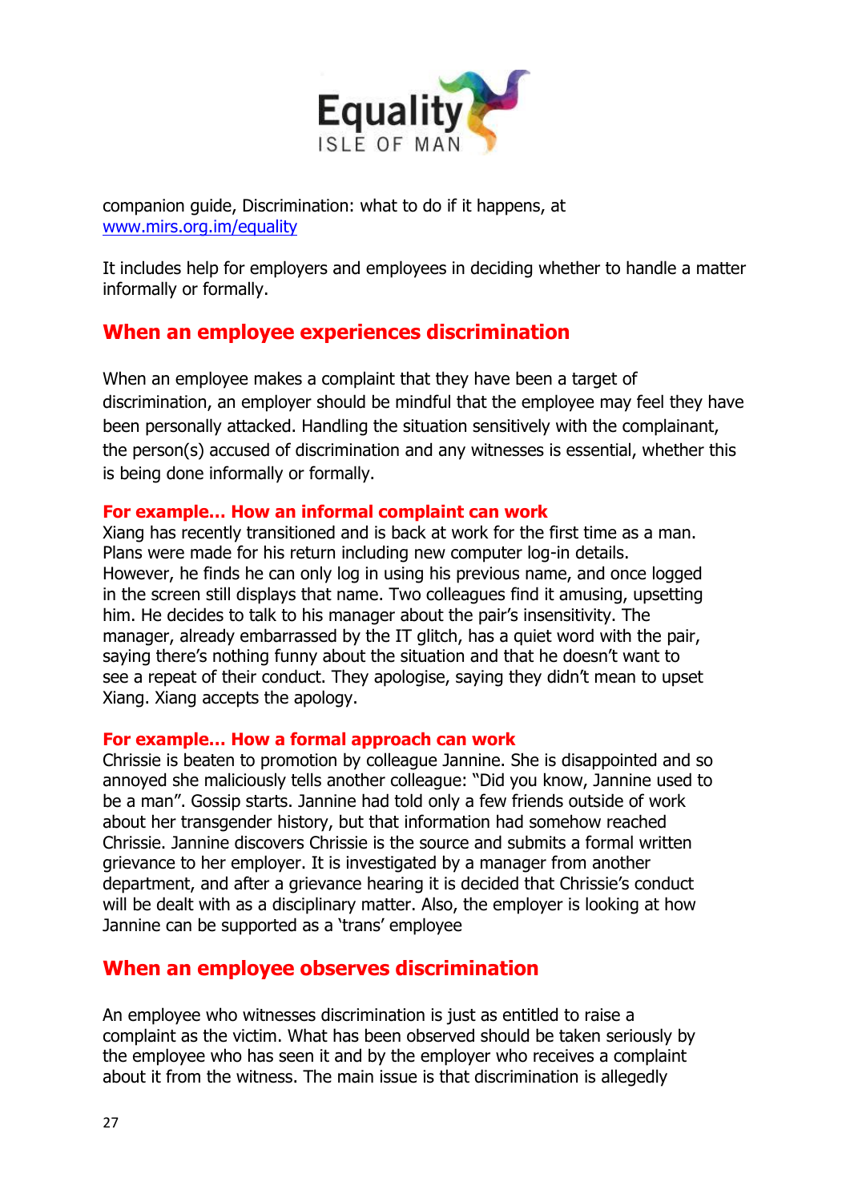companion guide, Discrimination: what to do if it happens, at [www.mirs.org.im/equality](http://www.mirs.org.im/equality)

It includes help for employers and employees in deciding whether to handle a matter informally or formally.

## When an employee experiences discrimination

When an employee makes a complaint that they have been a target of discrimination, an employer should be mindful that the employee may feel they have been personally attacked. Handling the situation sensitively with the complainant, the person(s) accused of discrimination and any witnesses is essential, whether this is being done informally or formally.

### For example… How an informal complaint can work

Xiang has recently transitioned and is back at work for the first time as a man. Plans were made for his return including new computer log-in details. However, he finds he can only log in using his previous name, and once logged in the screen still displays that name. Two colleagues find it amusing, upsetting him. He decides to talk to his manager about the pair's insensitivity. The manager, already embarrassed by the IT glitch, has a quiet word with the pair, saying there's nothing funny about the situation and that he doesn't want to see a repeat of their conduct. They apologise, saying they didn't mean to upset Xiang. Xiang accepts the apology.

### For example… How a formal approach can work

Chrissie is beaten to promotion by colleague Jannine. She is disappointed and so annoyed she maliciously tells another colleague: "Did you know, Jannine used to be a man". Gossip starts. Jannine had told only a few friends outside of work about her transgender history, but that information had somehow reached Chrissie. Jannine discovers Chrissie is the source and submits a formal written grievance to her employer. It is investigated by a manager from another department, and after a grievance hearing it is decided that Chrissie's conduct will be dealt with as a disciplinary matter. Also, the employer is looking at how Jannine can be supported as a 'trans' employee

## When an employee observes discrimination

An employee who witnesses discrimination is just as entitled to raise a complaint as the victim. What has been observed should be taken seriously by the employee who has seen it and by the employer who receives a complaint about it from the witness. The main issue is that discrimination is allegedly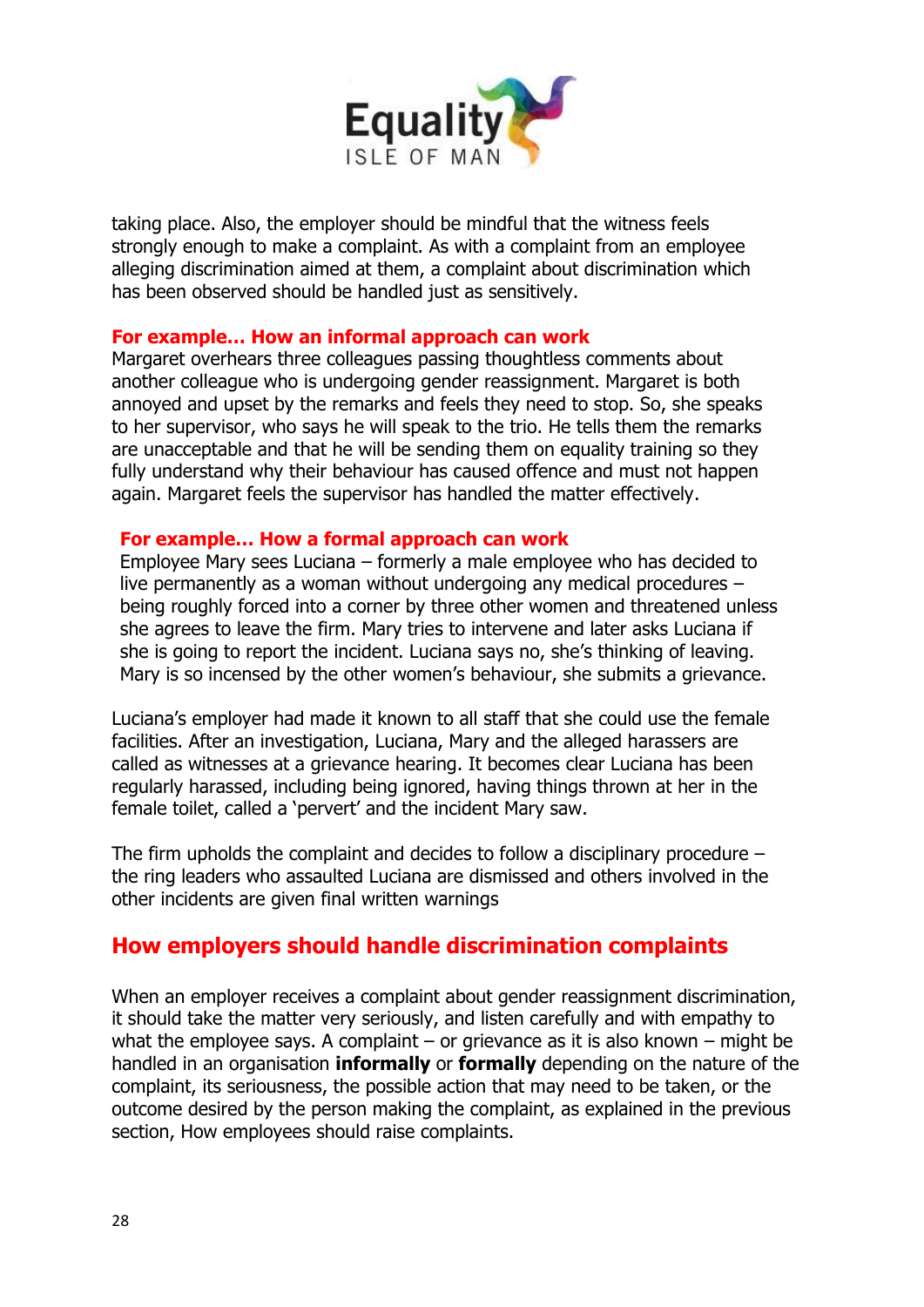taking place. Also, the employer should be mindful that the witness feels strongly enough to make a complaint. As with a complaint from an employee alleging discrimination aimed at them, a complaint about discrimination which has been observed should be handled just as sensitively.

**For example… How an informal approach can work**
Margaret overhears three colleagues passing thoughtless comments about another colleague who is undergoing gender reassignment. Margaret is both annoyed and upset by the remarks and feels they need to stop. So, she speaks to her supervisor, who says he will speak to the trio. He tells them the remarks are unacceptable and that he will be sending them on equality training so they fully understand why their behaviour has caused offence and must not happen again. Margaret feels the supervisor has handled the matter effectively.

**For example… How a formal approach can work**
Employee Mary sees Luciana – formerly a male employee who has decided to live permanently as a woman without undergoing any medical procedures – being roughly forced into a corner by three other women and threatened unless she agrees to leave the firm. Mary tries to intervene and later asks Luciana if she is going to report the incident. Luciana says no, she's thinking of leaving. Mary is so incensed by the other women's behaviour, she submits a grievance.

Luciana's employer had made it known to all staff that she could use the female facilities. After an investigation, Luciana, Mary and the alleged harassers are called as witnesses at a grievance hearing. It becomes clear Luciana has been regularly harassed, including being ignored, having things thrown at her in the female toilet, called a 'pervert' and the incident Mary saw.

The firm upholds the complaint and decides to follow a disciplinary procedure – the ring leaders who assaulted Luciana are dismissed and others involved in the other incidents are given final written warnings

## How employers should handle discrimination complaints

When an employer receives a complaint about gender reassignment discrimination, it should take the matter very seriously, and listen carefully and with empathy to what the employee says. A complaint – or grievance as it is also known – might be handled in an organisation **informally** or **formally** depending on the nature of the complaint, its seriousness, the possible action that may need to be taken, or the outcome desired by the person making the complaint, as explained in the previous section, How employees should raise complaints.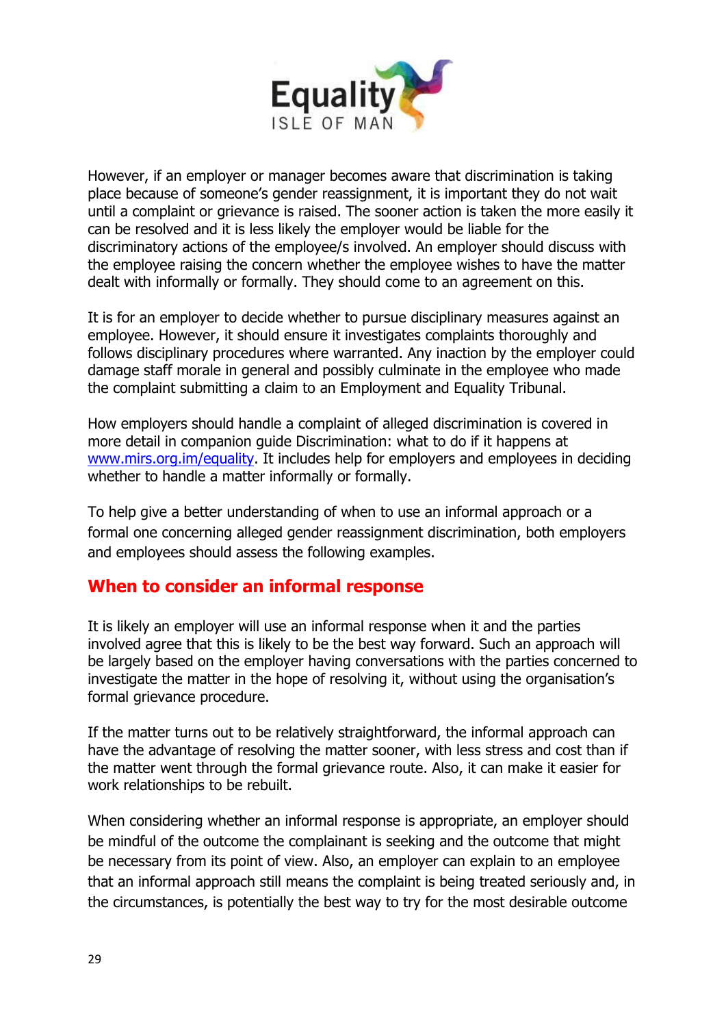However, if an employer or manager becomes aware that discrimination is taking place because of someone's gender reassignment, it is important they do not wait until a complaint or grievance is raised. The sooner action is taken the more easily it can be resolved and it is less likely the employer would be liable for the discriminatory actions of the employee/s involved. An employer should discuss with the employee raising the concern whether the employee wishes to have the matter dealt with informally or formally. They should come to an agreement on this.

It is for an employer to decide whether to pursue disciplinary measures against an employee. However, it should ensure it investigates complaints thoroughly and follows disciplinary procedures where warranted. Any inaction by the employer could damage staff morale in general and possibly culminate in the employee who made the complaint submitting a claim to an Employment and Equality Tribunal.

How employers should handle a complaint of alleged discrimination is covered in more detail in companion guide Discrimination: what to do if it happens at [www.mirs.org.im/equality](http://www.mirs.org.im/equality). It includes help for employers and employees in deciding whether to handle a matter informally or formally.

To help give a better understanding of when to use an informal approach or a formal one concerning alleged gender reassignment discrimination, both employers and employees should assess the following examples.

## When to consider an informal response

It is likely an employer will use an informal response when it and the parties involved agree that this is likely to be the best way forward. Such an approach will be largely based on the employer having conversations with the parties concerned to investigate the matter in the hope of resolving it, without using the organisation's formal grievance procedure.

If the matter turns out to be relatively straightforward, the informal approach can have the advantage of resolving the matter sooner, with less stress and cost than if the matter went through the formal grievance route. Also, it can make it easier for work relationships to be rebuilt.

When considering whether an informal response is appropriate, an employer should be mindful of the outcome the complainant is seeking and the outcome that might be necessary from its point of view. Also, an employer can explain to an employee that an informal approach still means the complaint is being treated seriously and, in the circumstances, is potentially the best way to try for the most desirable outcome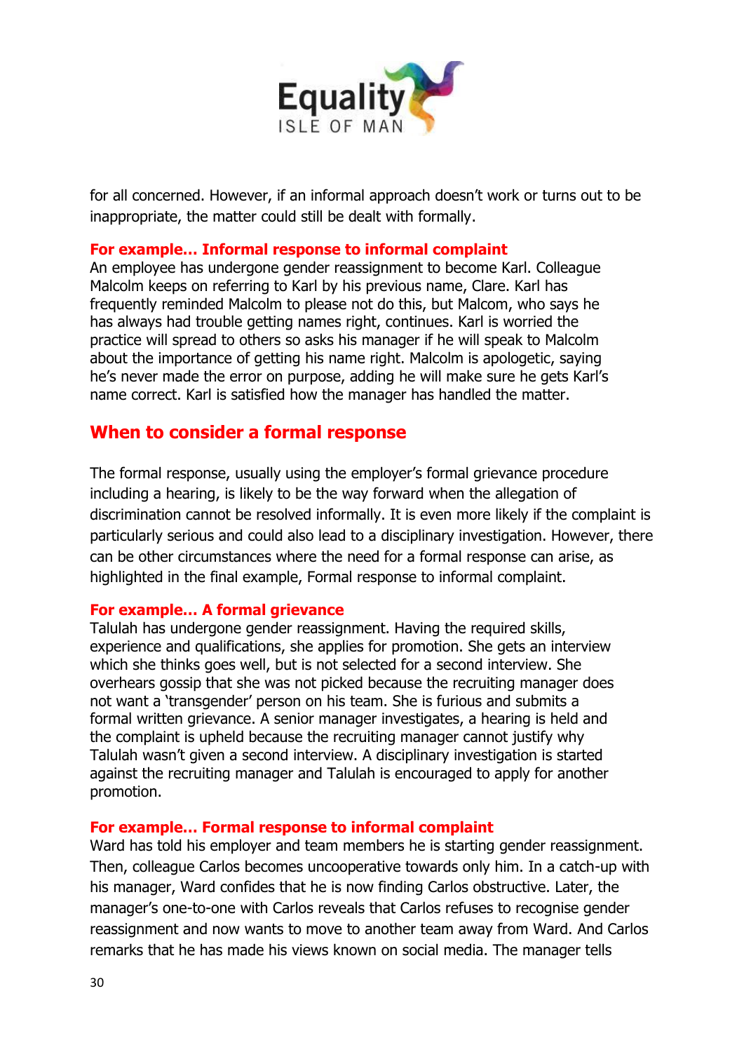for all concerned. However, if an informal approach doesn't work or turns out to be inappropriate, the matter could still be dealt with formally.

**For example... Informal response to informal complaint**
An employee has undergone gender reassignment to become Karl. Colleague Malcolm keeps on referring to Karl by his previous name, Clare. Karl has frequently reminded Malcolm to please not do this, but Malcom, who says he has always had trouble getting names right, continues. Karl is worried the practice will spread to others so asks his manager if he will speak to Malcolm about the importance of getting his name right. Malcolm is apologetic, saying he's never made the error on purpose, adding he will make sure he gets Karl's name correct. Karl is satisfied how the manager has handled the matter.

## When to consider a formal response

The formal response, usually using the employer's formal grievance procedure including a hearing, is likely to be the way forward when the allegation of discrimination cannot be resolved informally. It is even more likely if the complaint is particularly serious and could also lead to a disciplinary investigation. However, there can be other circumstances where the need for a formal response can arise, as highlighted in the final example, Formal response to informal complaint.

**For example... A formal grievance**
Talulah has undergone gender reassignment. Having the required skills, experience and qualifications, she applies for promotion. She gets an interview which she thinks goes well, but is not selected for a second interview. She overhears gossip that she was not picked because the recruiting manager does not want a 'transgender' person on his team. She is furious and submits a formal written grievance. A senior manager investigates, a hearing is held and the complaint is upheld because the recruiting manager cannot justify why Talulah wasn't given a second interview. A disciplinary investigation is started against the recruiting manager and Talulah is encouraged to apply for another promotion.

**For example... Formal response to informal complaint**
Ward has told his employer and team members he is starting gender reassignment. Then, colleague Carlos becomes uncooperative towards only him. In a catch-up with his manager, Ward confides that he is now finding Carlos obstructive. Later, the manager's one-to-one with Carlos reveals that Carlos refuses to recognise gender reassignment and now wants to move to another team away from Ward. And Carlos remarks that he has made his views known on social media. The manager tells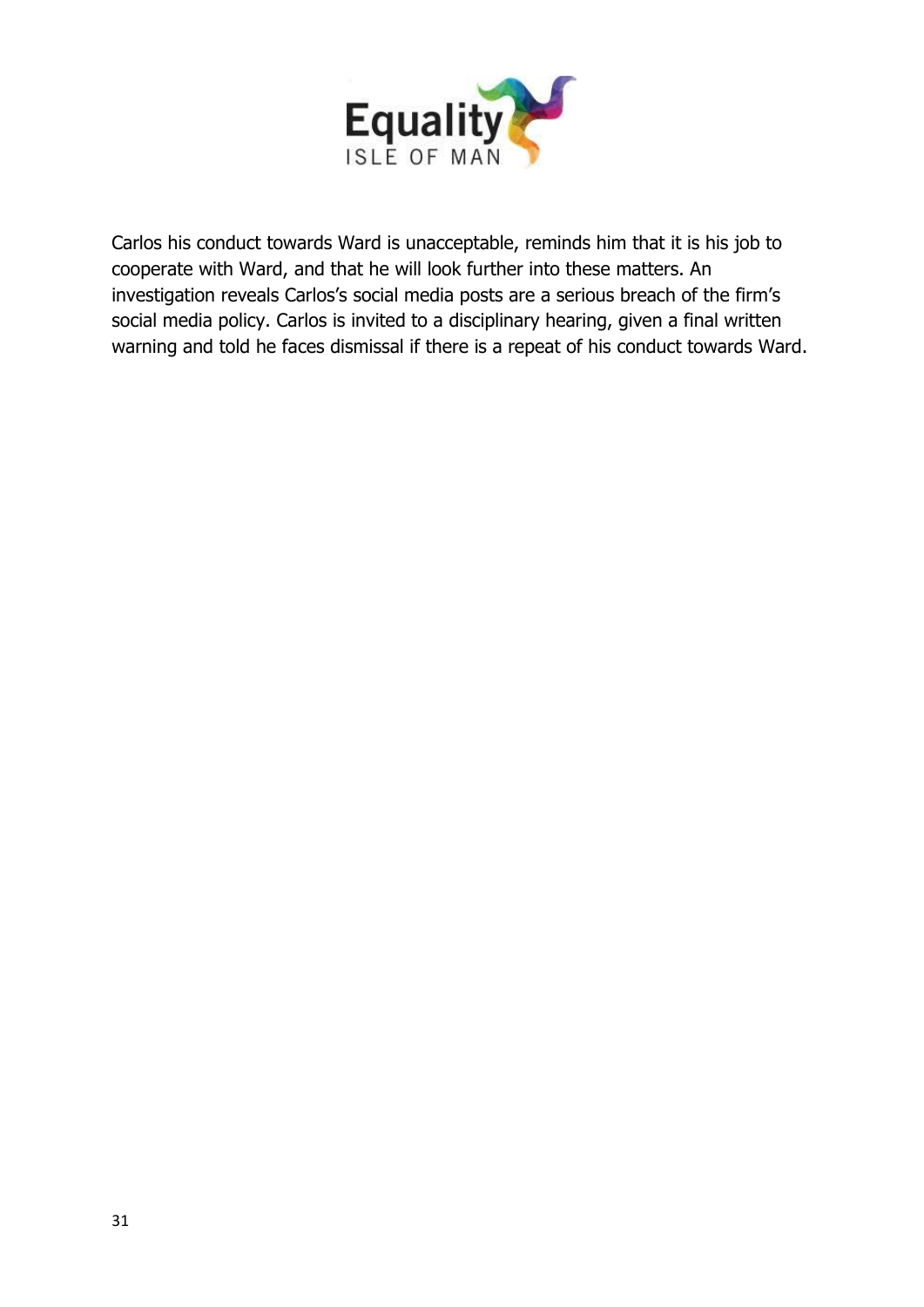Carlos his conduct towards Ward is unacceptable, reminds him that it is his job to cooperate with Ward, and that he will look further into these matters. An investigation reveals Carlos's social media posts are a serious breach of the firm's social media policy. Carlos is invited to a disciplinary hearing, given a final written warning and told he faces dismissal if there is a repeat of his conduct towards Ward.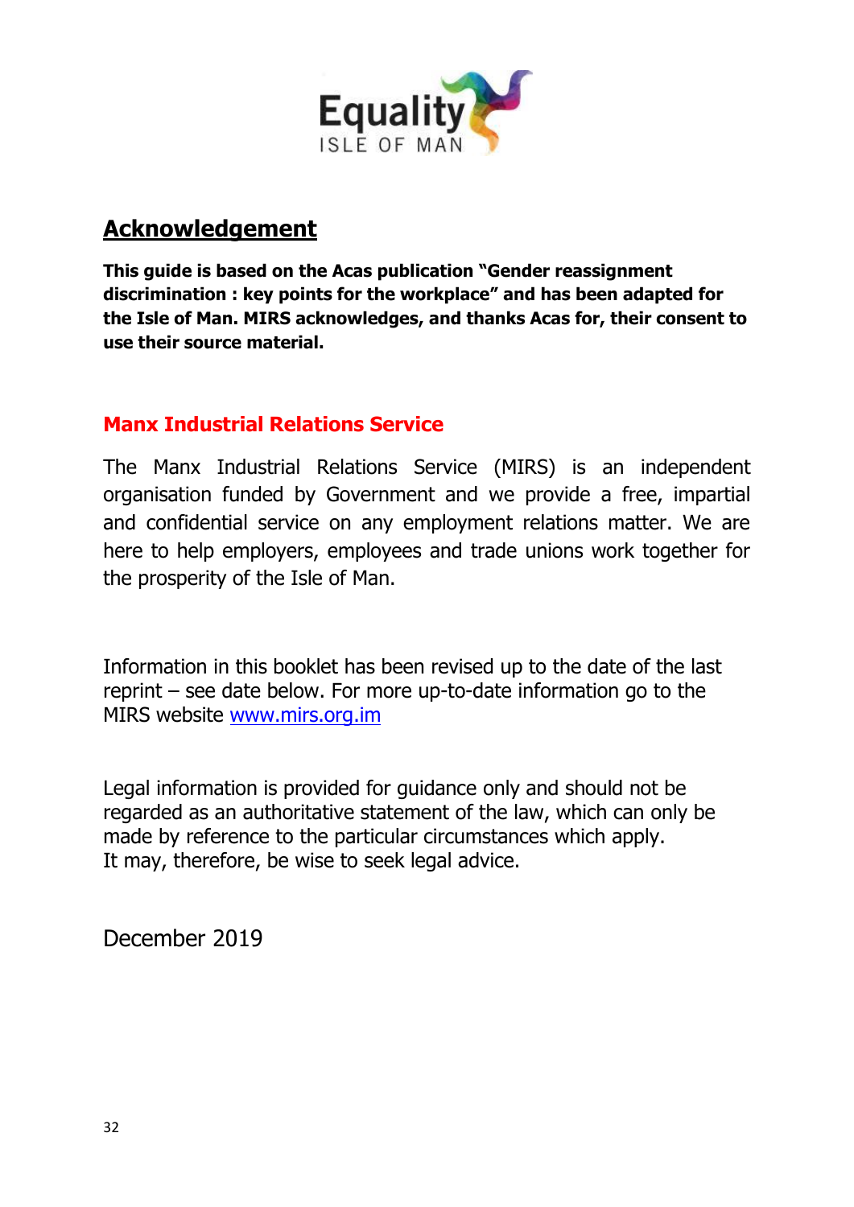Equality
ISLE OF MAN

## Acknowledgement

**This guide is based on the Acas publication "Gender reassignment discrimination : key points for the workplace" and has been adapted for the Isle of Man. MIRS acknowledges, and thanks Acas for, their consent to use their source material.**

### Manx Industrial Relations Service

The Manx Industrial Relations Service (MIRS) is an independent organisation funded by Government and we provide a free, impartial and confidential service on any employment relations matter. We are here to help employers, employees and trade unions work together for the prosperity of the Isle of Man.

Information in this booklet has been revised up to the date of the last reprint – see date below. For more up-to-date information go to the MIRS website www.mirs.org.im

Legal information is provided for guidance only and should not be regarded as an authoritative statement of the law, which can only be made by reference to the particular circumstances which apply. It may, therefore, be wise to seek legal advice.

December 2019